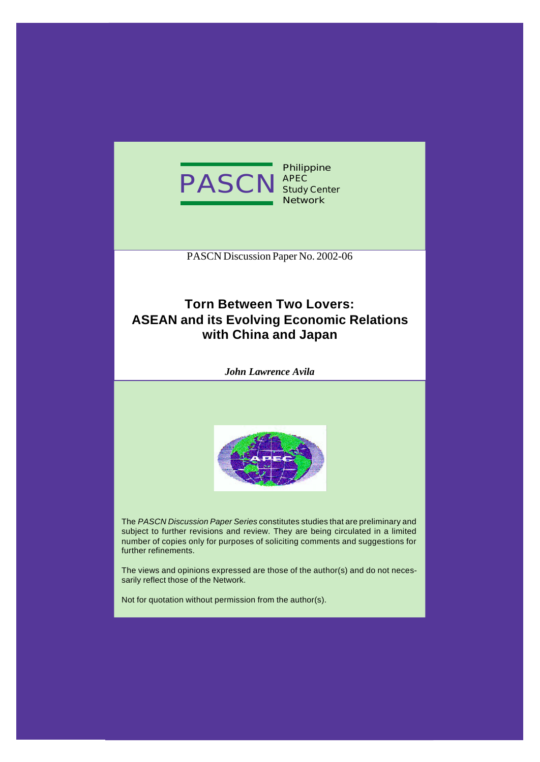PASCN Philippine APEC Study Center Network

PASCN Discussion Paper No. 2002-06

# Torn Between Two Lovers: ASEAN and its Evolving Economic Relations with China and Japan

***John Lawrence Avila***

The *PASCN Discussion Paper Series* constitutes studies that are preliminary and subject to further revisions and review. They are being circulated in a limited number of copies only for purposes of soliciting comments and suggestions for further refinements.

The views and opinions expressed are those of the author(s) and do not necessarily reflect those of the Network.

Not for quotation without permission from the author(s).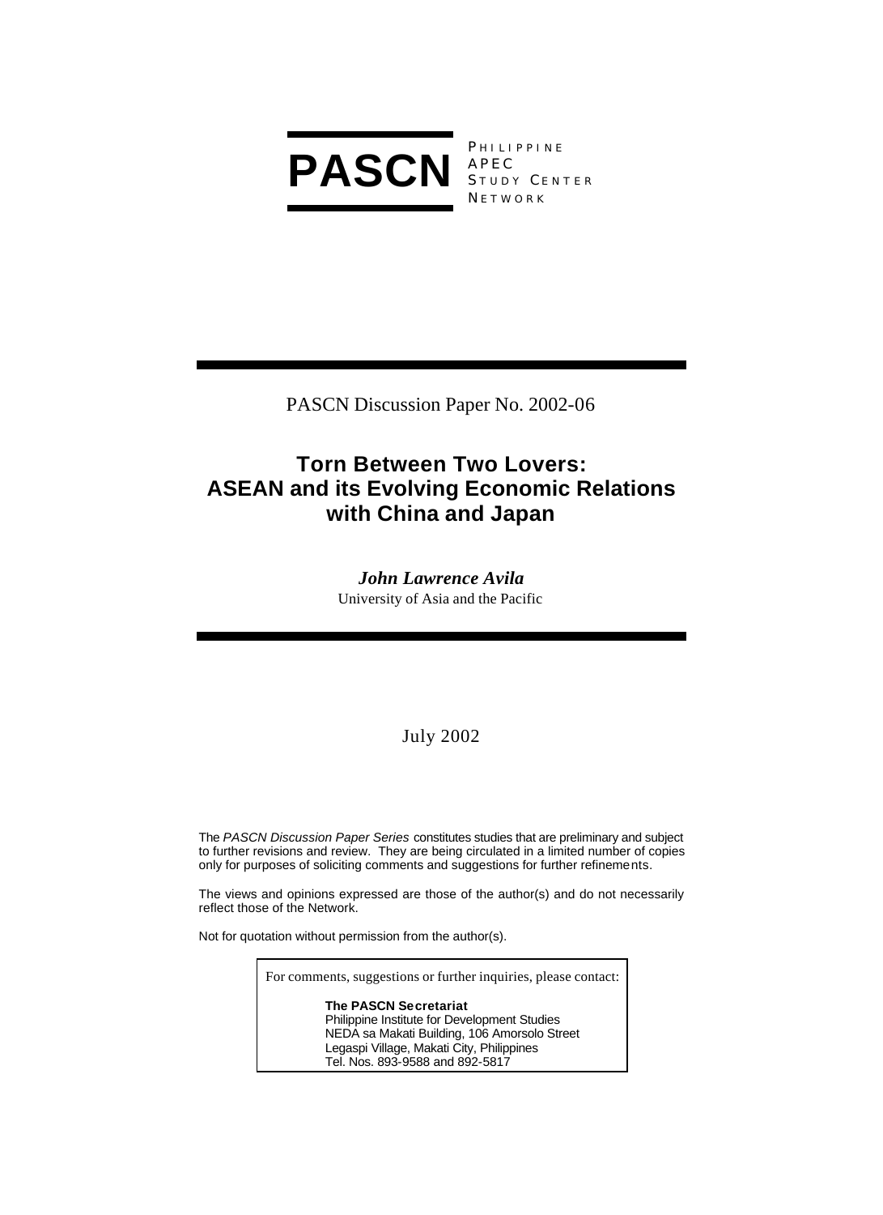**PASCN** PHILIPPINE APEC STUDY CENTER NETWORK

PASCN Discussion Paper No. 2002-06

# Torn Between Two Lovers: ASEAN and its Evolving Economic Relations with China and Japan

***John Lawrence Avila***

University of Asia and the Pacific

July 2002

The *PASCN Discussion Paper Series* constitutes studies that are preliminary and subject to further revisions and review. They are being circulated in a limited number of copies only for purposes of soliciting comments and suggestions for further refinements.

The views and opinions expressed are those of the author(s) and do not necessarily reflect those of the Network.

Not for quotation without permission from the author(s).

For comments, suggestions or further inquiries, please contact:

**The PASCN Secretariat**
Philippine Institute for Development Studies
NEDA sa Makati Building, 106 Amorsolo Street
Legaspi Village, Makati City, Philippines
Tel. Nos. 893-9588 and 892-5817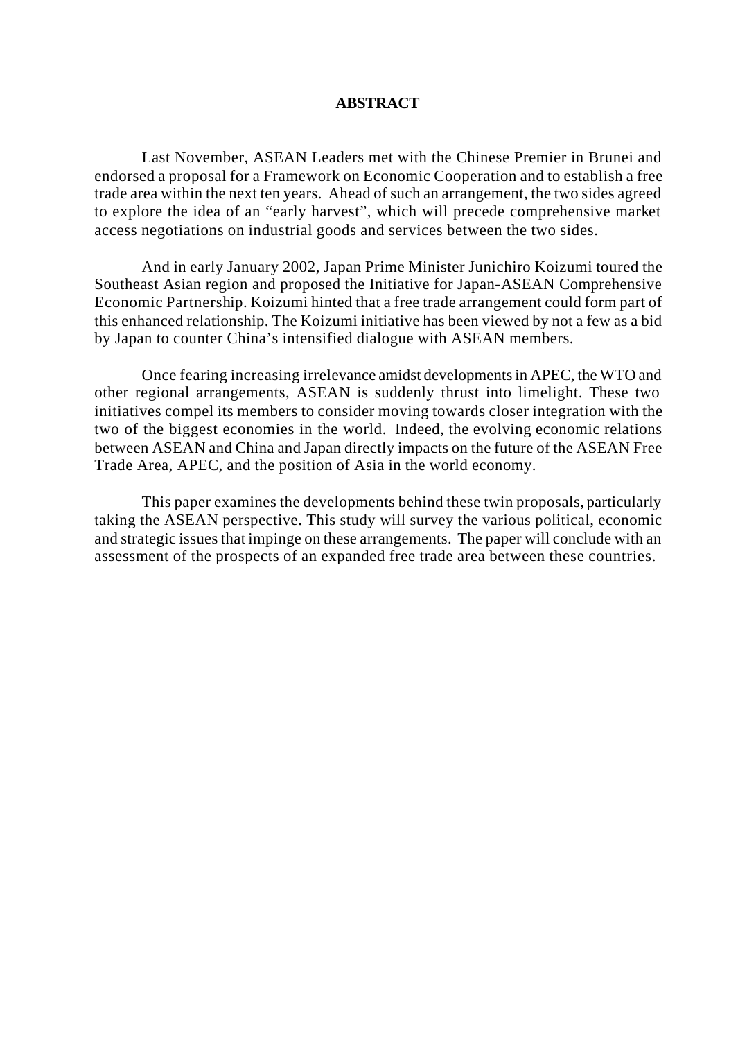## ABSTRACT

Last November, ASEAN Leaders met with the Chinese Premier in Brunei and endorsed a proposal for a Framework on Economic Cooperation and to establish a free trade area within the next ten years. Ahead of such an arrangement, the two sides agreed to explore the idea of an "early harvest", which will precede comprehensive market access negotiations on industrial goods and services between the two sides.

And in early January 2002, Japan Prime Minister Junichiro Koizumi toured the Southeast Asian region and proposed the Initiative for Japan-ASEAN Comprehensive Economic Partnership. Koizumi hinted that a free trade arrangement could form part of this enhanced relationship. The Koizumi initiative has been viewed by not a few as a bid by Japan to counter China's intensified dialogue with ASEAN members.

Once fearing increasing irrelevance amidst developments in APEC, the WTO and other regional arrangements, ASEAN is suddenly thrust into limelight. These two initiatives compel its members to consider moving towards closer integration with the two of the biggest economies in the world. Indeed, the evolving economic relations between ASEAN and China and Japan directly impacts on the future of the ASEAN Free Trade Area, APEC, and the position of Asia in the world economy.

This paper examines the developments behind these twin proposals, particularly taking the ASEAN perspective. This study will survey the various political, economic and strategic issues that impinge on these arrangements. The paper will conclude with an assessment of the prospects of an expanded free trade area between these countries.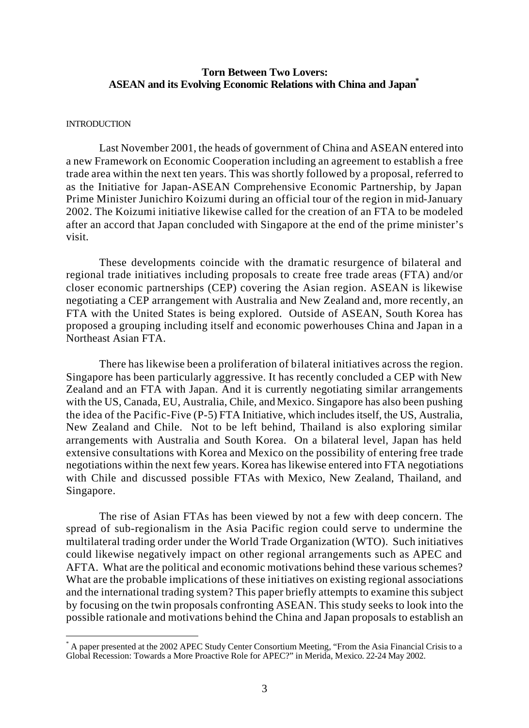# Torn Between Two Lovers: ASEAN and its Evolving Economic Relations with China and Japan[*]

INTRODUCTION

Last November 2001, the heads of government of China and ASEAN entered into a new Framework on Economic Cooperation including an agreement to establish a free trade area within the next ten years. This was shortly followed by a proposal, referred to as the Initiative for Japan-ASEAN Comprehensive Economic Partnership, by Japan Prime Minister Junichiro Koizumi during an official tour of the region in mid-January 2002. The Koizumi initiative likewise called for the creation of an FTA to be modeled after an accord that Japan concluded with Singapore at the end of the prime minister's visit.

These developments coincide with the dramatic resurgence of bilateral and regional trade initiatives including proposals to create free trade areas (FTA) and/or closer economic partnerships (CEP) covering the Asian region. ASEAN is likewise negotiating a CEP arrangement with Australia and New Zealand and, more recently, an FTA with the United States is being explored. Outside of ASEAN, South Korea has proposed a grouping including itself and economic powerhouses China and Japan in a Northeast Asian FTA.

There has likewise been a proliferation of bilateral initiatives across the region. Singapore has been particularly aggressive. It has recently concluded a CEP with New Zealand and an FTA with Japan. And it is currently negotiating similar arrangements with the US, Canada, EU, Australia, Chile, and Mexico. Singapore has also been pushing the idea of the Pacific-Five (P-5) FTA Initiative, which includes itself, the US, Australia, New Zealand and Chile. Not to be left behind, Thailand is also exploring similar arrangements with Australia and South Korea. On a bilateral level, Japan has held extensive consultations with Korea and Mexico on the possibility of entering free trade negotiations within the next few years. Korea has likewise entered into FTA negotiations with Chile and discussed possible FTAs with Mexico, New Zealand, Thailand, and Singapore.

The rise of Asian FTAs has been viewed by not a few with deep concern. The spread of sub-regionalism in the Asia Pacific region could serve to undermine the multilateral trading order under the World Trade Organization (WTO). Such initiatives could likewise negatively impact on other regional arrangements such as APEC and AFTA. What are the political and economic motivations behind these various schemes? What are the probable implications of these initiatives on existing regional associations and the international trading system? This paper briefly attempts to examine this subject by focusing on the twin proposals confronting ASEAN. This study seeks to look into the possible rationale and motivations behind the China and Japan proposals to establish an

[*] A paper presented at the 2002 APEC Study Center Consortium Meeting, "From the Asia Financial Crisis to a Global Recession: Towards a More Proactive Role for APEC?" in Merida, Mexico. 22-24 May 2002.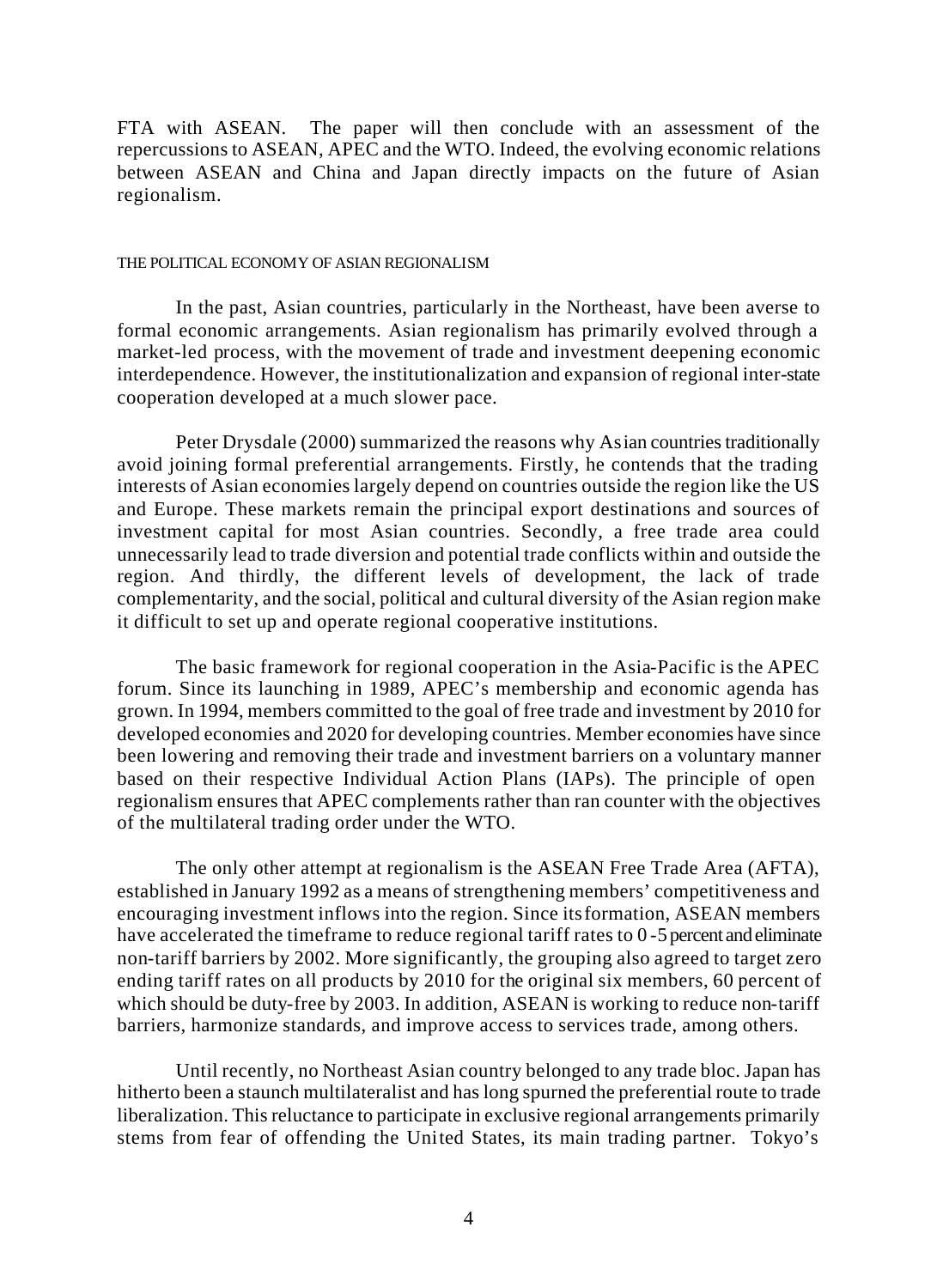FTA with ASEAN. The paper will then conclude with an assessment of the repercussions to ASEAN, APEC and the WTO. Indeed, the evolving economic relations between ASEAN and China and Japan directly impacts on the future of Asian regionalism.

## THE POLITICAL ECONOMY OF ASIAN REGIONALISM

In the past, Asian countries, particularly in the Northeast, have been averse to formal economic arrangements. Asian regionalism has primarily evolved through a market-led process, with the movement of trade and investment deepening economic interdependence. However, the institutionalization and expansion of regional inter-state cooperation developed at a much slower pace.

Peter Drysdale (2000) summarized the reasons why Asian countries traditionally avoid joining formal preferential arrangements. Firstly, he contends that the trading interests of Asian economies largely depend on countries outside the region like the US and Europe. These markets remain the principal export destinations and sources of investment capital for most Asian countries. Secondly, a free trade area could unnecessarily lead to trade diversion and potential trade conflicts within and outside the region. And thirdly, the different levels of development, the lack of trade complementarity, and the social, political and cultural diversity of the Asian region make it difficult to set up and operate regional cooperative institutions.

The basic framework for regional cooperation in the Asia-Pacific is the APEC forum. Since its launching in 1989, APEC's membership and economic agenda has grown. In 1994, members committed to the goal of free trade and investment by 2010 for developed economies and 2020 for developing countries. Member economies have since been lowering and removing their trade and investment barriers on a voluntary manner based on their respective Individual Action Plans (IAPs). The principle of open regionalism ensures that APEC complements rather than ran counter with the objectives of the multilateral trading order under the WTO.

The only other attempt at regionalism is the ASEAN Free Trade Area (AFTA), established in January 1992 as a means of strengthening members' competitiveness and encouraging investment inflows into the region. Since its formation, ASEAN members have accelerated the timeframe to reduce regional tariff rates to 0-5 percent and eliminate non-tariff barriers by 2002. More significantly, the grouping also agreed to target zero ending tariff rates on all products by 2010 for the original six members, 60 percent of which should be duty-free by 2003. In addition, ASEAN is working to reduce non-tariff barriers, harmonize standards, and improve access to services trade, among others.

Until recently, no Northeast Asian country belonged to any trade bloc. Japan has hitherto been a staunch multilateralist and has long spurned the preferential route to trade liberalization. This reluctance to participate in exclusive regional arrangements primarily stems from fear of offending the United States, its main trading partner. Tokyo's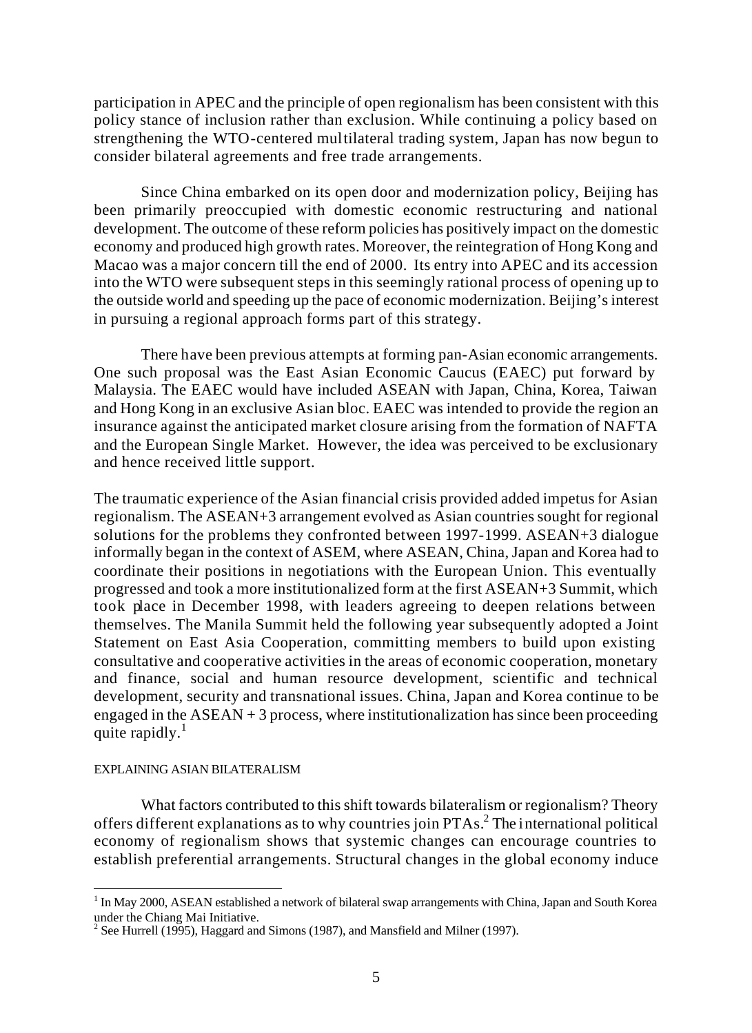participation in APEC and the principle of open regionalism has been consistent with this policy stance of inclusion rather than exclusion. While continuing a policy based on strengthening the WTO-centered multilateral trading system, Japan has now begun to consider bilateral agreements and free trade arrangements.

Since China embarked on its open door and modernization policy, Beijing has been primarily preoccupied with domestic economic restructuring and national development. The outcome of these reform policies has positively impact on the domestic economy and produced high growth rates. Moreover, the reintegration of Hong Kong and Macao was a major concern till the end of 2000. Its entry into APEC and its accession into the WTO were subsequent steps in this seemingly rational process of opening up to the outside world and speeding up the pace of economic modernization. Beijing's interest in pursuing a regional approach forms part of this strategy.

There have been previous attempts at forming pan-Asian economic arrangements. One such proposal was the East Asian Economic Caucus (EAEC) put forward by Malaysia. The EAEC would have included ASEAN with Japan, China, Korea, Taiwan and Hong Kong in an exclusive Asian bloc. EAEC was intended to provide the region an insurance against the anticipated market closure arising from the formation of NAFTA and the European Single Market. However, the idea was perceived to be exclusionary and hence received little support.

The traumatic experience of the Asian financial crisis provided added impetus for Asian regionalism. The ASEAN+3 arrangement evolved as Asian countries sought for regional solutions for the problems they confronted between 1997-1999. ASEAN+3 dialogue informally began in the context of ASEM, where ASEAN, China, Japan and Korea had to coordinate their positions in negotiations with the European Union. This eventually progressed and took a more institutionalized form at the first ASEAN+3 Summit, which took place in December 1998, with leaders agreeing to deepen relations between themselves. The Manila Summit held the following year subsequently adopted a Joint Statement on East Asia Cooperation, committing members to build upon existing consultative and cooperative activities in the areas of economic cooperation, monetary and finance, social and human resource development, scientific and technical development, security and transnational issues. China, Japan and Korea continue to be engaged in the ASEAN + 3 process, where institutionalization has since been proceeding quite rapidly.[1]

## EXPLAINING ASIAN BILATERALISM

What factors contributed to this shift towards bilateralism or regionalism? Theory offers different explanations as to why countries join PTAs.[2] The international political economy of regionalism shows that systemic changes can encourage countries to establish preferential arrangements. Structural changes in the global economy induce

---

[1] In May 2000, ASEAN established a network of bilateral swap arrangements with China, Japan and South Korea under the Chiang Mai Initiative.

[2] See Hurrell (1995), Haggard and Simons (1987), and Mansfield and Milner (1997).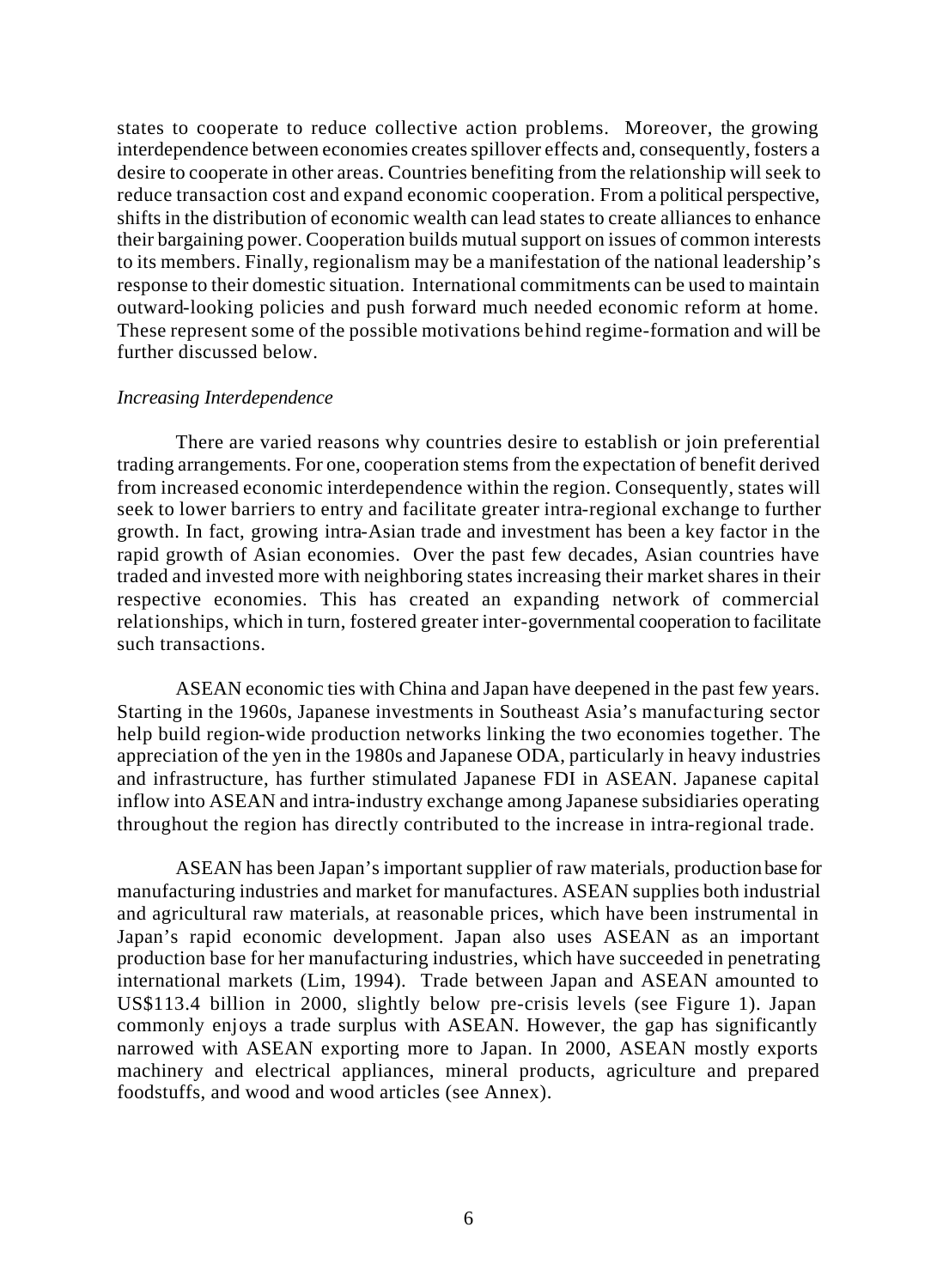states to cooperate to reduce collective action problems. Moreover, the growing interdependence between economies creates spillover effects and, consequently, fosters a desire to cooperate in other areas. Countries benefiting from the relationship will seek to reduce transaction cost and expand economic cooperation. From a political perspective, shifts in the distribution of economic wealth can lead states to create alliances to enhance their bargaining power. Cooperation builds mutual support on issues of common interests to its members. Finally, regionalism may be a manifestation of the national leadership's response to their domestic situation. International commitments can be used to maintain outward-looking policies and push forward much needed economic reform at home. These represent some of the possible motivations behind regime-formation and will be further discussed below.

*Increasing Interdependence*

There are varied reasons why countries desire to establish or join preferential trading arrangements. For one, cooperation stems from the expectation of benefit derived from increased economic interdependence within the region. Consequently, states will seek to lower barriers to entry and facilitate greater intra-regional exchange to further growth. In fact, growing intra-Asian trade and investment has been a key factor in the rapid growth of Asian economies. Over the past few decades, Asian countries have traded and invested more with neighboring states increasing their market shares in their respective economies. This has created an expanding network of commercial relationships, which in turn, fostered greater inter-governmental cooperation to facilitate such transactions.

ASEAN economic ties with China and Japan have deepened in the past few years. Starting in the 1960s, Japanese investments in Southeast Asia's manufacturing sector help build region-wide production networks linking the two economies together. The appreciation of the yen in the 1980s and Japanese ODA, particularly in heavy industries and infrastructure, has further stimulated Japanese FDI in ASEAN. Japanese capital inflow into ASEAN and intra-industry exchange among Japanese subsidiaries operating throughout the region has directly contributed to the increase in intra-regional trade.

ASEAN has been Japan's important supplier of raw materials, production base for manufacturing industries and market for manufactures. ASEAN supplies both industrial and agricultural raw materials, at reasonable prices, which have been instrumental in Japan's rapid economic development. Japan also uses ASEAN as an important production base for her manufacturing industries, which have succeeded in penetrating international markets (Lim, 1994). Trade between Japan and ASEAN amounted to US$113.4 billion in 2000, slightly below pre-crisis levels (see Figure 1). Japan commonly enjoys a trade surplus with ASEAN. However, the gap has significantly narrowed with ASEAN exporting more to Japan. In 2000, ASEAN mostly exports machinery and electrical appliances, mineral products, agriculture and prepared foodstuffs, and wood and wood articles (see Annex).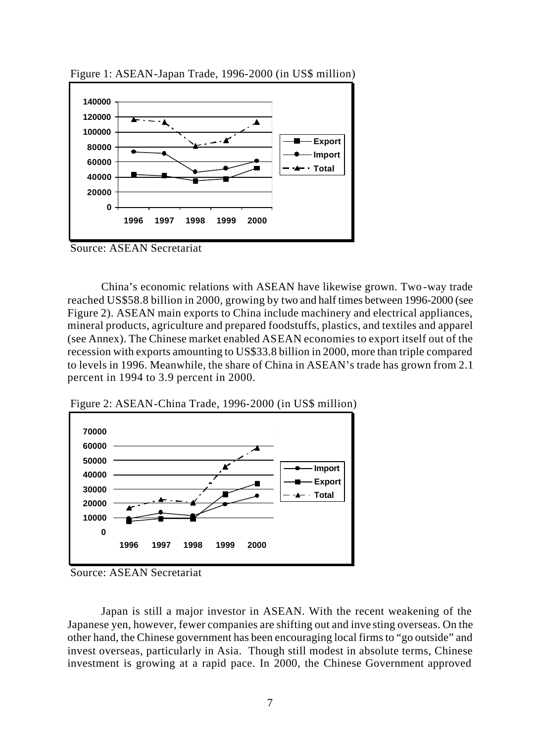Figure 1: ASEAN-Japan Trade, 1996-2000 (in US$ million)

Source: ASEAN Secretariat

China's economic relations with ASEAN have likewise grown. Two-way trade reached US$58.8 billion in 2000, growing by two and half times between 1996-2000 (see Figure 2). ASEAN main exports to China include machinery and electrical appliances, mineral products, agriculture and prepared foodstuffs, plastics, and textiles and apparel (see Annex). The Chinese market enabled ASEAN economies to export itself out of the recession with exports amounting to US$33.8 billion in 2000, more than triple compared to levels in 1996. Meanwhile, the share of China in ASEAN's trade has grown from 2.1 percent in 1994 to 3.9 percent in 2000.

Figure 2: ASEAN-China Trade, 1996-2000 (in US$ million)

Source: ASEAN Secretariat

Japan is still a major investor in ASEAN. With the recent weakening of the Japanese yen, however, fewer companies are shifting out and investing overseas. On the other hand, the Chinese government has been encouraging local firms to "go outside" and invest overseas, particularly in Asia. Though still modest in absolute terms, Chinese investment is growing at a rapid pace. In 2000, the Chinese Government approved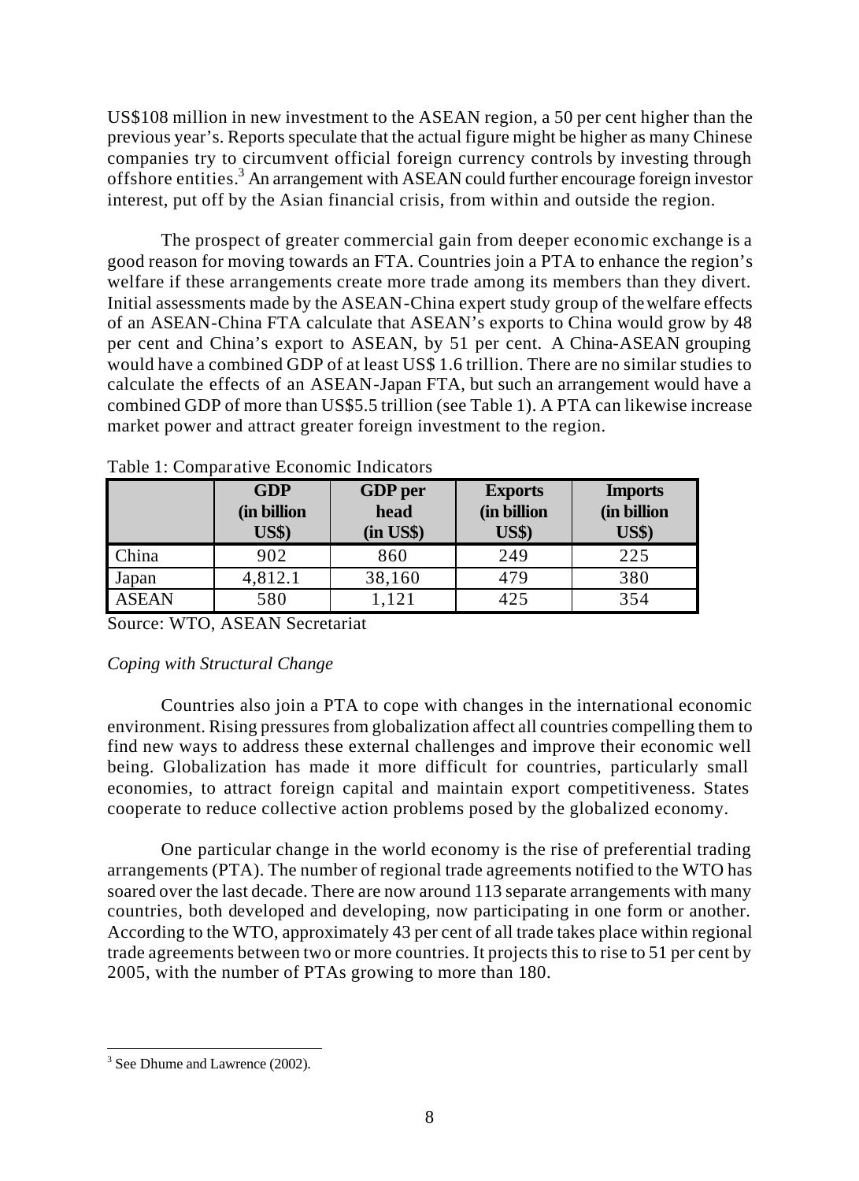US$108 million in new investment to the ASEAN region, a 50 per cent higher than the previous year's. Reports speculate that the actual figure might be higher as many Chinese companies try to circumvent official foreign currency controls by investing through offshore entities.[3] An arrangement with ASEAN could further encourage foreign investor interest, put off by the Asian financial crisis, from within and outside the region.

The prospect of greater commercial gain from deeper economic exchange is a good reason for moving towards an FTA. Countries join a PTA to enhance the region's welfare if these arrangements create more trade among its members than they divert. Initial assessments made by the ASEAN-China expert study group of the welfare effects of an ASEAN-China FTA calculate that ASEAN's exports to China would grow by 48 per cent and China's export to ASEAN, by 51 per cent. A China-ASEAN grouping would have a combined GDP of at least US$ 1.6 trillion. There are no similar studies to calculate the effects of an ASEAN-Japan FTA, but such an arrangement would have a combined GDP of more than US$5.5 trillion (see Table 1). A PTA can likewise increase market power and attract greater foreign investment to the region.

Table 1: Comparative Economic Indicators

| | GDP (in billion US$) | GDP per head (in US$) | Exports (in billion US$) | Imports (in billion US$) |
|---|---|---|---|---|
| China | 902 | 860 | 249 | 225 |
| Japan | 4,812.1 | 38,160 | 479 | 380 |
| ASEAN | 580 | 1,121 | 425 | 354 |

Source: WTO, ASEAN Secretariat

*Coping with Structural Change*

Countries also join a PTA to cope with changes in the international economic environment. Rising pressures from globalization affect all countries compelling them to find new ways to address these external challenges and improve their economic well being. Globalization has made it more difficult for countries, particularly small economies, to attract foreign capital and maintain export competitiveness. States cooperate to reduce collective action problems posed by the globalized economy.

One particular change in the world economy is the rise of preferential trading arrangements (PTA). The number of regional trade agreements notified to the WTO has soared over the last decade. There are now around 113 separate arrangements with many countries, both developed and developing, now participating in one form or another. According to the WTO, approximately 43 per cent of all trade takes place within regional trade agreements between two or more countries. It projects this to rise to 51 per cent by 2005, with the number of PTAs growing to more than 180.

[3] See Dhume and Lawrence (2002).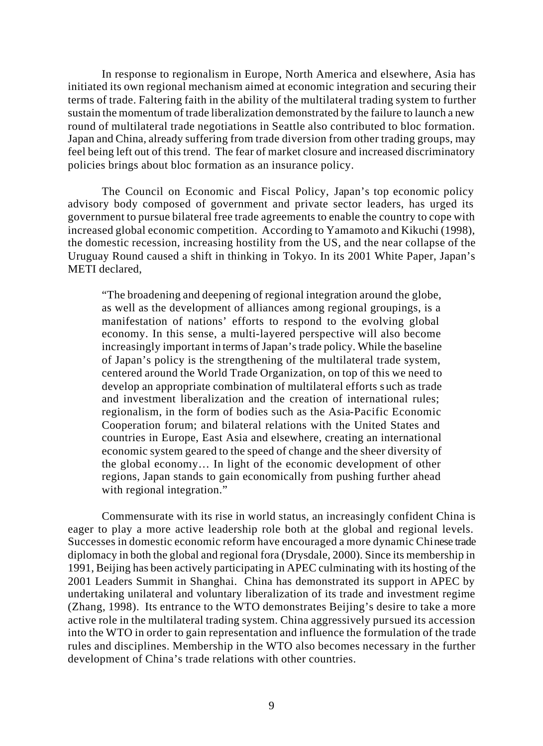In response to regionalism in Europe, North America and elsewhere, Asia has initiated its own regional mechanism aimed at economic integration and securing their terms of trade. Faltering faith in the ability of the multilateral trading system to further sustain the momentum of trade liberalization demonstrated by the failure to launch a new round of multilateral trade negotiations in Seattle also contributed to bloc formation. Japan and China, already suffering from trade diversion from other trading groups, may feel being left out of this trend. The fear of market closure and increased discriminatory policies brings about bloc formation as an insurance policy.

The Council on Economic and Fiscal Policy, Japan's top economic policy advisory body composed of government and private sector leaders, has urged its government to pursue bilateral free trade agreements to enable the country to cope with increased global economic competition. According to Yamamoto and Kikuchi (1998), the domestic recession, increasing hostility from the US, and the near collapse of the Uruguay Round caused a shift in thinking in Tokyo. In its 2001 White Paper, Japan's METI declared,

> "The broadening and deepening of regional integration around the globe, as well as the development of alliances among regional groupings, is a manifestation of nations' efforts to respond to the evolving global economy. In this sense, a multi-layered perspective will also become increasingly important in terms of Japan's trade policy. While the baseline of Japan's policy is the strengthening of the multilateral trade system, centered around the World Trade Organization, on top of this we need to develop an appropriate combination of multilateral efforts such as trade and investment liberalization and the creation of international rules; regionalism, in the form of bodies such as the Asia-Pacific Economic Cooperation forum; and bilateral relations with the United States and countries in Europe, East Asia and elsewhere, creating an international economic system geared to the speed of change and the sheer diversity of the global economy… In light of the economic development of other regions, Japan stands to gain economically from pushing further ahead with regional integration."

Commensurate with its rise in world status, an increasingly confident China is eager to play a more active leadership role both at the global and regional levels. Successes in domestic economic reform have encouraged a more dynamic Chinese trade diplomacy in both the global and regional fora (Drysdale, 2000). Since its membership in 1991, Beijing has been actively participating in APEC culminating with its hosting of the 2001 Leaders Summit in Shanghai. China has demonstrated its support in APEC by undertaking unilateral and voluntary liberalization of its trade and investment regime (Zhang, 1998). Its entrance to the WTO demonstrates Beijing's desire to take a more active role in the multilateral trading system. China aggressively pursued its accession into the WTO in order to gain representation and influence the formulation of the trade rules and disciplines. Membership in the WTO also becomes necessary in the further development of China's trade relations with other countries.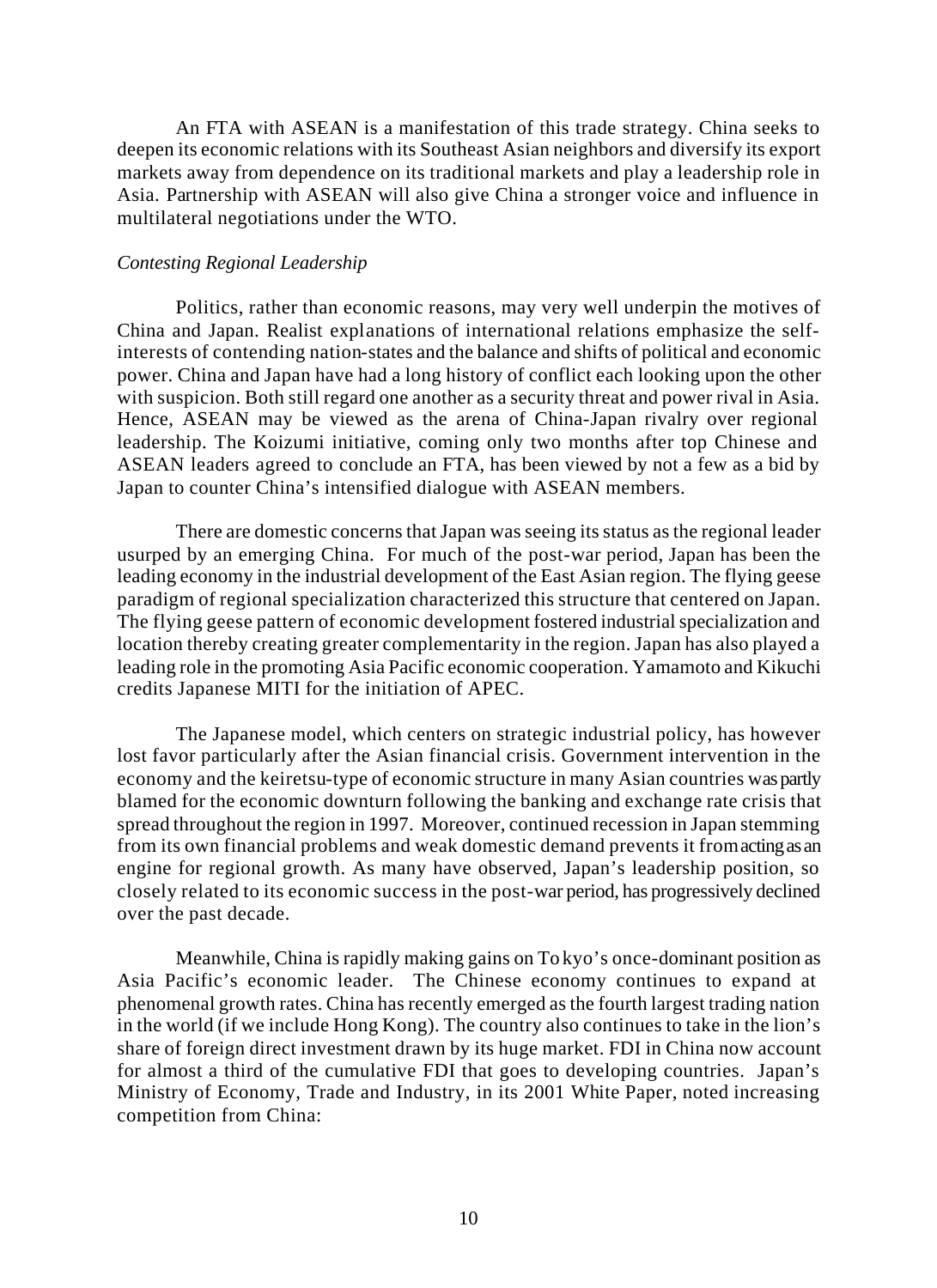An FTA with ASEAN is a manifestation of this trade strategy. China seeks to deepen its economic relations with its Southeast Asian neighbors and diversify its export markets away from dependence on its traditional markets and play a leadership role in Asia. Partnership with ASEAN will also give China a stronger voice and influence in multilateral negotiations under the WTO.

*Contesting Regional Leadership*

Politics, rather than economic reasons, may very well underpin the motives of China and Japan. Realist explanations of international relations emphasize the self-interests of contending nation-states and the balance and shifts of political and economic power. China and Japan have had a long history of conflict each looking upon the other with suspicion. Both still regard one another as a security threat and power rival in Asia. Hence, ASEAN may be viewed as the arena of China-Japan rivalry over regional leadership. The Koizumi initiative, coming only two months after top Chinese and ASEAN leaders agreed to conclude an FTA, has been viewed by not a few as a bid by Japan to counter China's intensified dialogue with ASEAN members.

There are domestic concerns that Japan was seeing its status as the regional leader usurped by an emerging China. For much of the post-war period, Japan has been the leading economy in the industrial development of the East Asian region. The flying geese paradigm of regional specialization characterized this structure that centered on Japan. The flying geese pattern of economic development fostered industrial specialization and location thereby creating greater complementarity in the region. Japan has also played a leading role in the promoting Asia Pacific economic cooperation. Yamamoto and Kikuchi credits Japanese MITI for the initiation of APEC.

The Japanese model, which centers on strategic industrial policy, has however lost favor particularly after the Asian financial crisis. Government intervention in the economy and the keiretsu-type of economic structure in many Asian countries was partly blamed for the economic downturn following the banking and exchange rate crisis that spread throughout the region in 1997. Moreover, continued recession in Japan stemming from its own financial problems and weak domestic demand prevents it from acting as an engine for regional growth. As many have observed, Japan's leadership position, so closely related to its economic success in the post-war period, has progressively declined over the past decade.

Meanwhile, China is rapidly making gains on Tokyo's once-dominant position as Asia Pacific's economic leader. The Chinese economy continues to expand at phenomenal growth rates. China has recently emerged as the fourth largest trading nation in the world (if we include Hong Kong). The country also continues to take in the lion's share of foreign direct investment drawn by its huge market. FDI in China now account for almost a third of the cumulative FDI that goes to developing countries. Japan's Ministry of Economy, Trade and Industry, in its 2001 White Paper, noted increasing competition from China: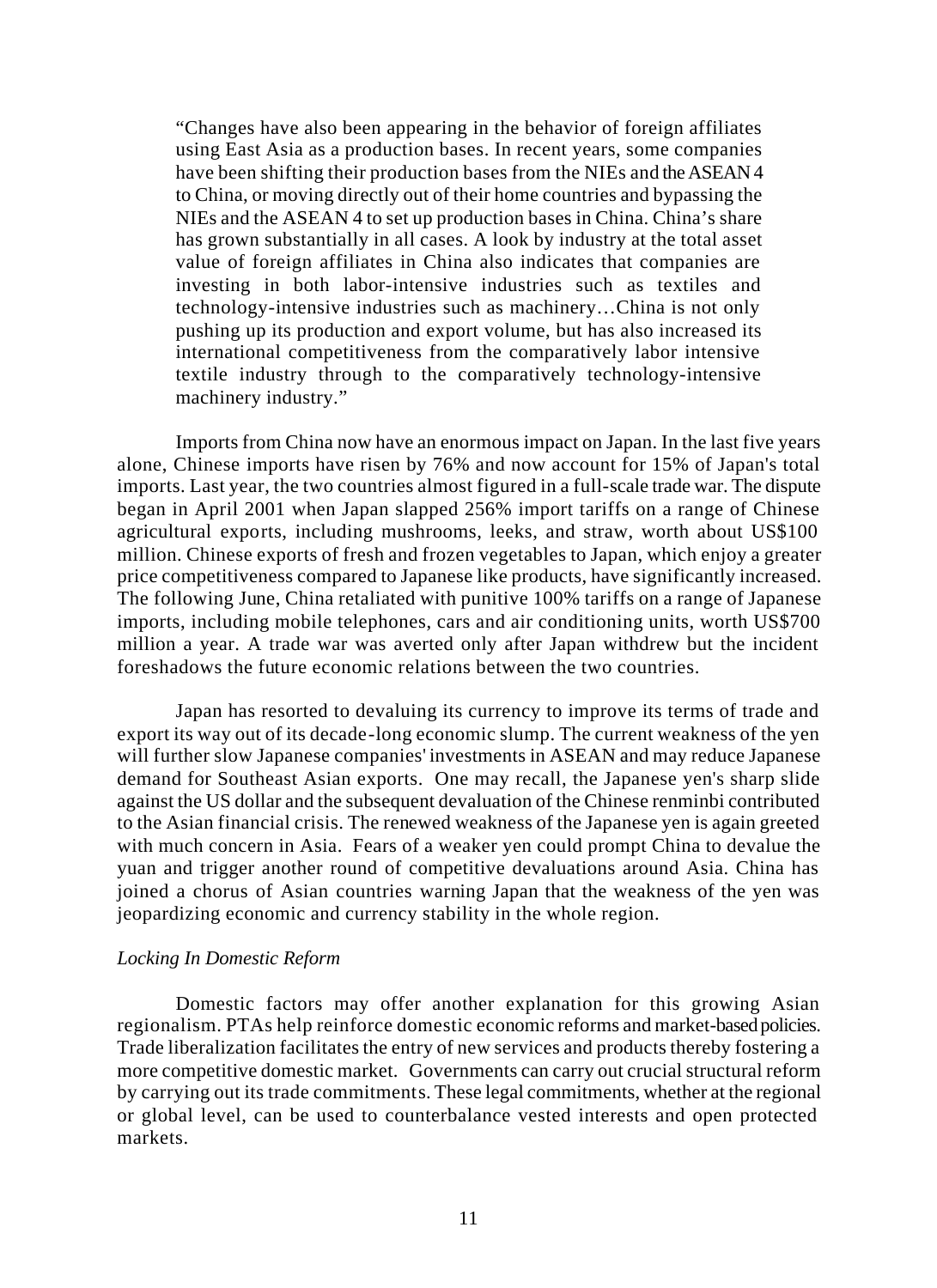> "Changes have also been appearing in the behavior of foreign affiliates using East Asia as a production bases. In recent years, some companies have been shifting their production bases from the NIEs and the ASEAN 4 to China, or moving directly out of their home countries and bypassing the NIEs and the ASEAN 4 to set up production bases in China. China's share has grown substantially in all cases. A look by industry at the total asset value of foreign affiliates in China also indicates that companies are investing in both labor-intensive industries such as textiles and technology-intensive industries such as machinery…China is not only pushing up its production and export volume, but has also increased its international competitiveness from the comparatively labor intensive textile industry through to the comparatively technology-intensive machinery industry."

Imports from China now have an enormous impact on Japan. In the last five years alone, Chinese imports have risen by 76% and now account for 15% of Japan's total imports. Last year, the two countries almost figured in a full-scale trade war. The dispute began in April 2001 when Japan slapped 256% import tariffs on a range of Chinese agricultural exports, including mushrooms, leeks, and straw, worth about US$100 million. Chinese exports of fresh and frozen vegetables to Japan, which enjoy a greater price competitiveness compared to Japanese like products, have significantly increased. The following June, China retaliated with punitive 100% tariffs on a range of Japanese imports, including mobile telephones, cars and air conditioning units, worth US$700 million a year. A trade war was averted only after Japan withdrew but the incident foreshadows the future economic relations between the two countries.

Japan has resorted to devaluing its currency to improve its terms of trade and export its way out of its decade-long economic slump. The current weakness of the yen will further slow Japanese companies' investments in ASEAN and may reduce Japanese demand for Southeast Asian exports. One may recall, the Japanese yen's sharp slide against the US dollar and the subsequent devaluation of the Chinese renminbi contributed to the Asian financial crisis. The renewed weakness of the Japanese yen is again greeted with much concern in Asia. Fears of a weaker yen could prompt China to devalue the yuan and trigger another round of competitive devaluations around Asia. China has joined a chorus of Asian countries warning Japan that the weakness of the yen was jeopardizing economic and currency stability in the whole region.

*Locking In Domestic Reform*

Domestic factors may offer another explanation for this growing Asian regionalism. PTAs help reinforce domestic economic reforms and market-based policies. Trade liberalization facilitates the entry of new services and products thereby fostering a more competitive domestic market. Governments can carry out crucial structural reform by carrying out its trade commitments. These legal commitments, whether at the regional or global level, can be used to counterbalance vested interests and open protected markets.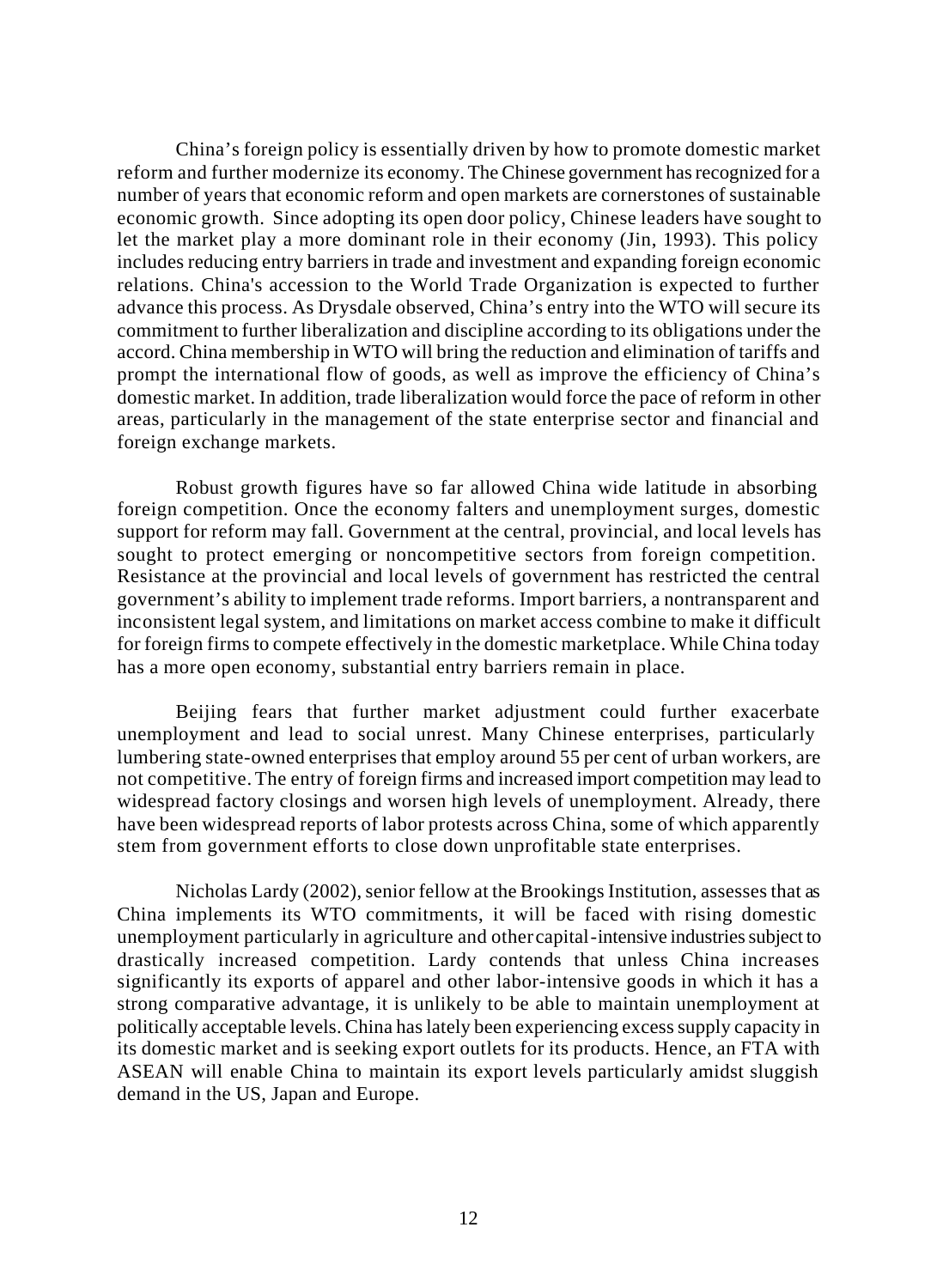China's foreign policy is essentially driven by how to promote domestic market reform and further modernize its economy. The Chinese government has recognized for a number of years that economic reform and open markets are cornerstones of sustainable economic growth. Since adopting its open door policy, Chinese leaders have sought to let the market play a more dominant role in their economy (Jin, 1993). This policy includes reducing entry barriers in trade and investment and expanding foreign economic relations. China's accession to the World Trade Organization is expected to further advance this process. As Drysdale observed, China's entry into the WTO will secure its commitment to further liberalization and discipline according to its obligations under the accord. China membership in WTO will bring the reduction and elimination of tariffs and prompt the international flow of goods, as well as improve the efficiency of China's domestic market. In addition, trade liberalization would force the pace of reform in other areas, particularly in the management of the state enterprise sector and financial and foreign exchange markets.

Robust growth figures have so far allowed China wide latitude in absorbing foreign competition. Once the economy falters and unemployment surges, domestic support for reform may fall. Government at the central, provincial, and local levels has sought to protect emerging or noncompetitive sectors from foreign competition. Resistance at the provincial and local levels of government has restricted the central government's ability to implement trade reforms. Import barriers, a nontransparent and inconsistent legal system, and limitations on market access combine to make it difficult for foreign firms to compete effectively in the domestic marketplace. While China today has a more open economy, substantial entry barriers remain in place.

Beijing fears that further market adjustment could further exacerbate unemployment and lead to social unrest. Many Chinese enterprises, particularly lumbering state-owned enterprises that employ around 55 per cent of urban workers, are not competitive. The entry of foreign firms and increased import competition may lead to widespread factory closings and worsen high levels of unemployment. Already, there have been widespread reports of labor protests across China, some of which apparently stem from government efforts to close down unprofitable state enterprises.

Nicholas Lardy (2002), senior fellow at the Brookings Institution, assesses that as China implements its WTO commitments, it will be faced with rising domestic unemployment particularly in agriculture and other capital-intensive industries subject to drastically increased competition. Lardy contends that unless China increases significantly its exports of apparel and other labor-intensive goods in which it has a strong comparative advantage, it is unlikely to be able to maintain unemployment at politically acceptable levels. China has lately been experiencing excess supply capacity in its domestic market and is seeking export outlets for its products. Hence, an FTA with ASEAN will enable China to maintain its export levels particularly amidst sluggish demand in the US, Japan and Europe.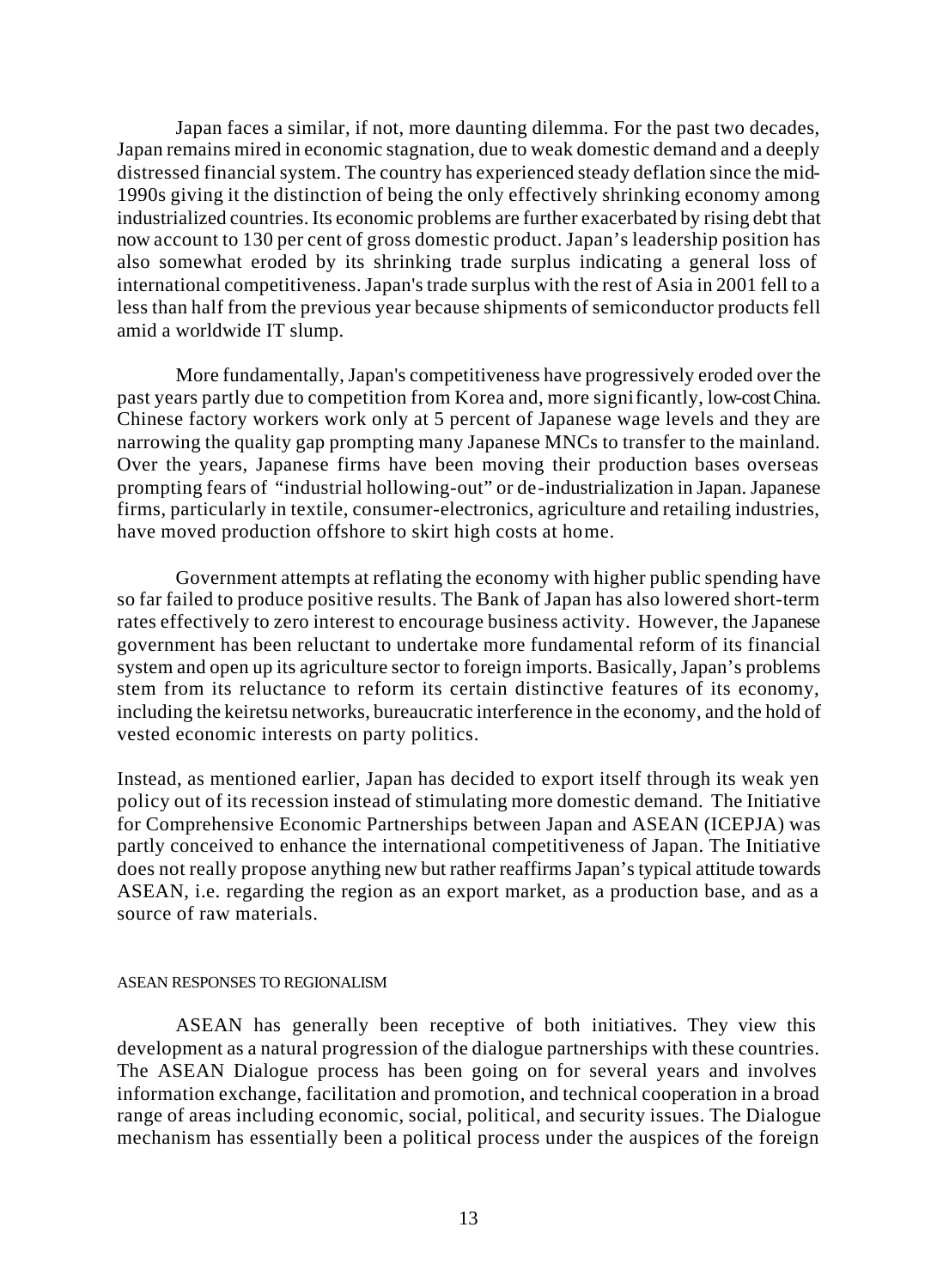Japan faces a similar, if not, more daunting dilemma. For the past two decades, Japan remains mired in economic stagnation, due to weak domestic demand and a deeply distressed financial system. The country has experienced steady deflation since the mid-1990s giving it the distinction of being the only effectively shrinking economy among industrialized countries. Its economic problems are further exacerbated by rising debt that now account to 130 per cent of gross domestic product. Japan's leadership position has also somewhat eroded by its shrinking trade surplus indicating a general loss of international competitiveness. Japan's trade surplus with the rest of Asia in 2001 fell to a less than half from the previous year because shipments of semiconductor products fell amid a worldwide IT slump.

More fundamentally, Japan's competitiveness have progressively eroded over the past years partly due to competition from Korea and, more significantly, low-cost China. Chinese factory workers work only at 5 percent of Japanese wage levels and they are narrowing the quality gap prompting many Japanese MNCs to transfer to the mainland. Over the years, Japanese firms have been moving their production bases overseas prompting fears of "industrial hollowing-out" or de-industrialization in Japan. Japanese firms, particularly in textile, consumer-electronics, agriculture and retailing industries, have moved production offshore to skirt high costs at home.

Government attempts at reflating the economy with higher public spending have so far failed to produce positive results. The Bank of Japan has also lowered short-term rates effectively to zero interest to encourage business activity. However, the Japanese government has been reluctant to undertake more fundamental reform of its financial system and open up its agriculture sector to foreign imports. Basically, Japan's problems stem from its reluctance to reform its certain distinctive features of its economy, including the keiretsu networks, bureaucratic interference in the economy, and the hold of vested economic interests on party politics.

Instead, as mentioned earlier, Japan has decided to export itself through its weak yen policy out of its recession instead of stimulating more domestic demand. The Initiative for Comprehensive Economic Partnerships between Japan and ASEAN (ICEPJA) was partly conceived to enhance the international competitiveness of Japan. The Initiative does not really propose anything new but rather reaffirms Japan's typical attitude towards ASEAN, i.e. regarding the region as an export market, as a production base, and as a source of raw materials.

## ASEAN RESPONSES TO REGIONALISM

ASEAN has generally been receptive of both initiatives. They view this development as a natural progression of the dialogue partnerships with these countries. The ASEAN Dialogue process has been going on for several years and involves information exchange, facilitation and promotion, and technical cooperation in a broad range of areas including economic, social, political, and security issues. The Dialogue mechanism has essentially been a political process under the auspices of the foreign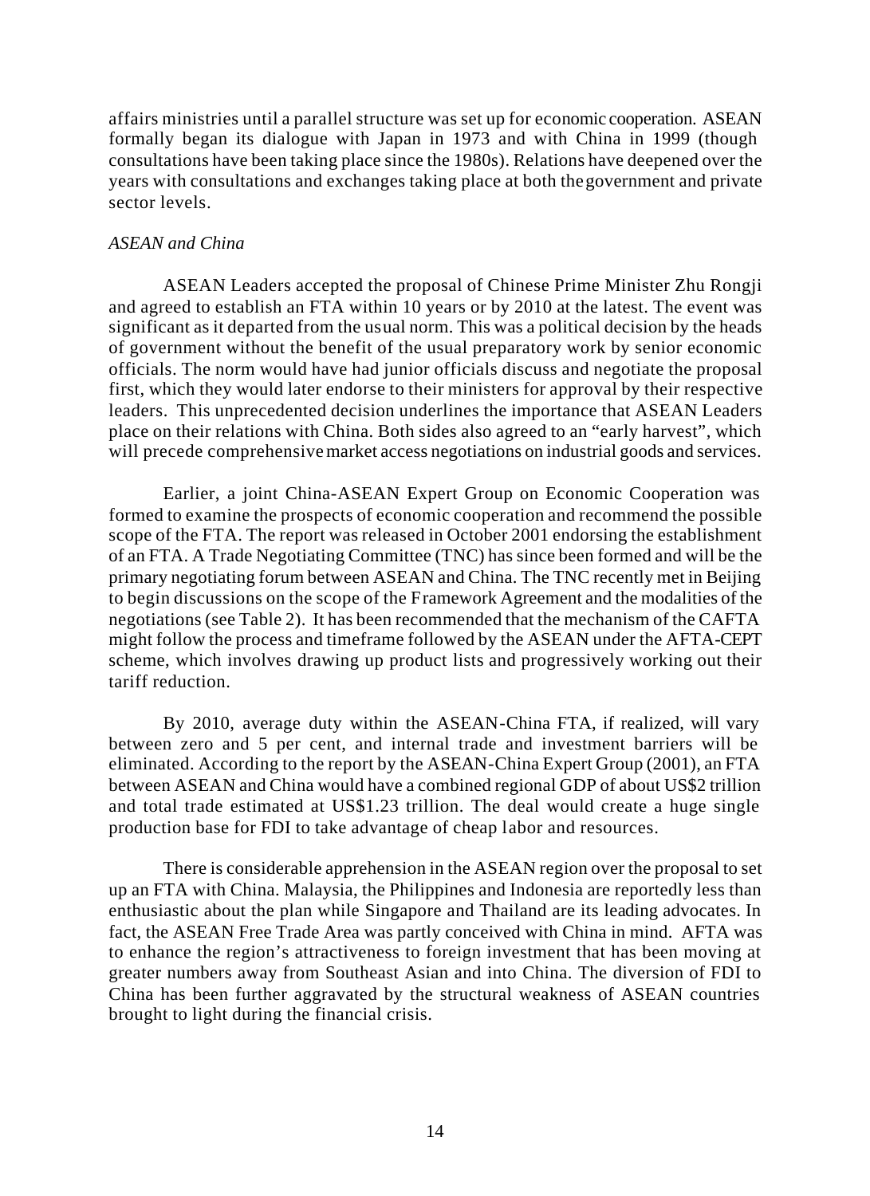affairs ministries until a parallel structure was set up for economic cooperation. ASEAN formally began its dialogue with Japan in 1973 and with China in 1999 (though consultations have been taking place since the 1980s). Relations have deepened over the years with consultations and exchanges taking place at both the government and private sector levels.

*ASEAN and China*

ASEAN Leaders accepted the proposal of Chinese Prime Minister Zhu Rongji and agreed to establish an FTA within 10 years or by 2010 at the latest. The event was significant as it departed from the usual norm. This was a political decision by the heads of government without the benefit of the usual preparatory work by senior economic officials. The norm would have had junior officials discuss and negotiate the proposal first, which they would later endorse to their ministers for approval by their respective leaders. This unprecedented decision underlines the importance that ASEAN Leaders place on their relations with China. Both sides also agreed to an "early harvest", which will precede comprehensive market access negotiations on industrial goods and services.

Earlier, a joint China-ASEAN Expert Group on Economic Cooperation was formed to examine the prospects of economic cooperation and recommend the possible scope of the FTA. The report was released in October 2001 endorsing the establishment of an FTA. A Trade Negotiating Committee (TNC) has since been formed and will be the primary negotiating forum between ASEAN and China. The TNC recently met in Beijing to begin discussions on the scope of the Framework Agreement and the modalities of the negotiations (see Table 2). It has been recommended that the mechanism of the CAFTA might follow the process and timeframe followed by the ASEAN under the AFTA-CEPT scheme, which involves drawing up product lists and progressively working out their tariff reduction.

By 2010, average duty within the ASEAN-China FTA, if realized, will vary between zero and 5 per cent, and internal trade and investment barriers will be eliminated. According to the report by the ASEAN-China Expert Group (2001), an FTA between ASEAN and China would have a combined regional GDP of about US$2 trillion and total trade estimated at US$1.23 trillion. The deal would create a huge single production base for FDI to take advantage of cheap labor and resources.

There is considerable apprehension in the ASEAN region over the proposal to set up an FTA with China. Malaysia, the Philippines and Indonesia are reportedly less than enthusiastic about the plan while Singapore and Thailand are its leading advocates. In fact, the ASEAN Free Trade Area was partly conceived with China in mind. AFTA was to enhance the region's attractiveness to foreign investment that has been moving at greater numbers away from Southeast Asian and into China. The diversion of FDI to China has been further aggravated by the structural weakness of ASEAN countries brought to light during the financial crisis.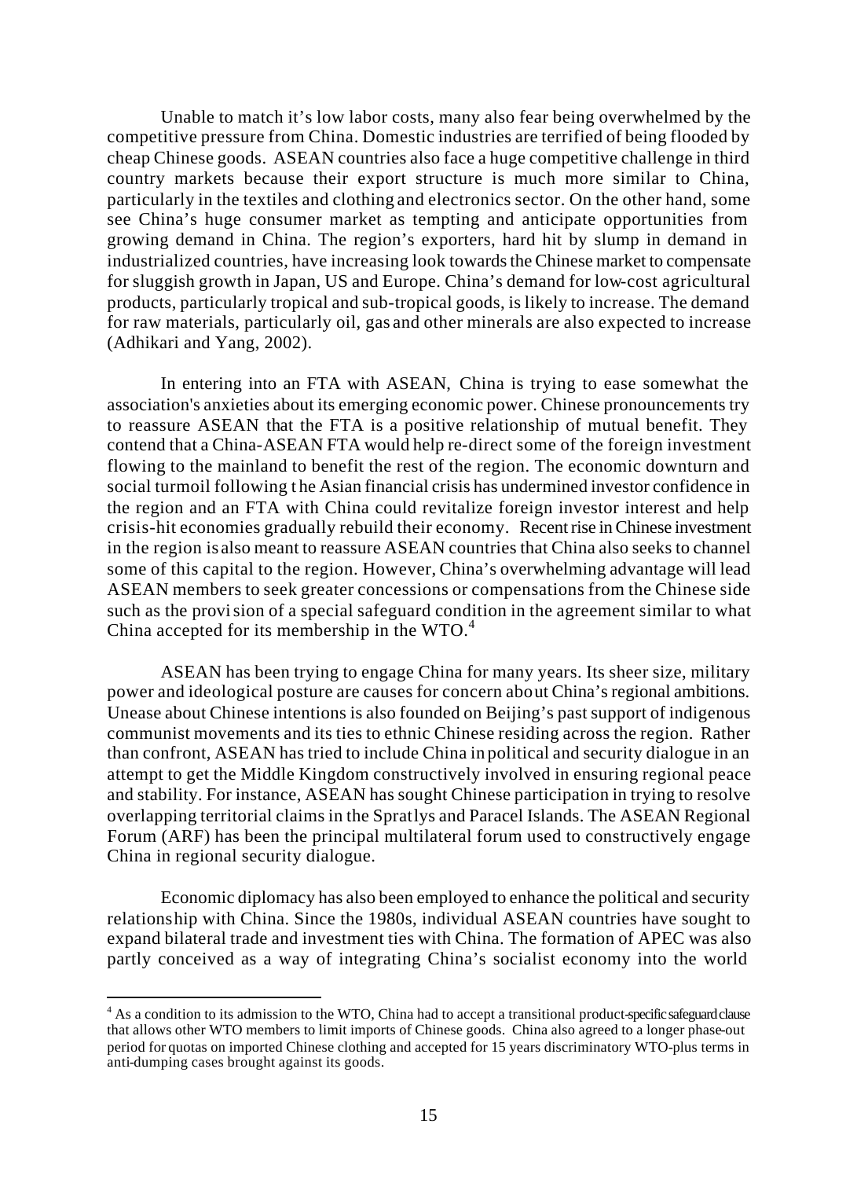Unable to match it's low labor costs, many also fear being overwhelmed by the competitive pressure from China. Domestic industries are terrified of being flooded by cheap Chinese goods. ASEAN countries also face a huge competitive challenge in third country markets because their export structure is much more similar to China, particularly in the textiles and clothing and electronics sector. On the other hand, some see China's huge consumer market as tempting and anticipate opportunities from growing demand in China. The region's exporters, hard hit by slump in demand in industrialized countries, have increasing look towards the Chinese market to compensate for sluggish growth in Japan, US and Europe. China's demand for low-cost agricultural products, particularly tropical and sub-tropical goods, is likely to increase. The demand for raw materials, particularly oil, gas and other minerals are also expected to increase (Adhikari and Yang, 2002).

In entering into an FTA with ASEAN, China is trying to ease somewhat the association's anxieties about its emerging economic power. Chinese pronouncements try to reassure ASEAN that the FTA is a positive relationship of mutual benefit. They contend that a China-ASEAN FTA would help re-direct some of the foreign investment flowing to the mainland to benefit the rest of the region. The economic downturn and social turmoil following the Asian financial crisis has undermined investor confidence in the region and an FTA with China could revitalize foreign investor interest and help crisis-hit economies gradually rebuild their economy. Recent rise in Chinese investment in the region is also meant to reassure ASEAN countries that China also seeks to channel some of this capital to the region. However, China's overwhelming advantage will lead ASEAN members to seek greater concessions or compensations from the Chinese side such as the provision of a special safeguard condition in the agreement similar to what China accepted for its membership in the WTO.[4]

ASEAN has been trying to engage China for many years. Its sheer size, military power and ideological posture are causes for concern about China's regional ambitions. Unease about Chinese intentions is also founded on Beijing's past support of indigenous communist movements and its ties to ethnic Chinese residing across the region. Rather than confront, ASEAN has tried to include China in political and security dialogue in an attempt to get the Middle Kingdom constructively involved in ensuring regional peace and stability. For instance, ASEAN has sought Chinese participation in trying to resolve overlapping territorial claims in the Spratlys and Paracel Islands. The ASEAN Regional Forum (ARF) has been the principal multilateral forum used to constructively engage China in regional security dialogue.

Economic diplomacy has also been employed to enhance the political and security relationship with China. Since the 1980s, individual ASEAN countries have sought to expand bilateral trade and investment ties with China. The formation of APEC was also partly conceived as a way of integrating China's socialist economy into the world

---

[4] As a condition to its admission to the WTO, China had to accept a transitional product-specific safeguard clause that allows other WTO members to limit imports of Chinese goods. China also agreed to a longer phase-out period for quotas on imported Chinese clothing and accepted for 15 years discriminatory WTO-plus terms in anti-dumping cases brought against its goods.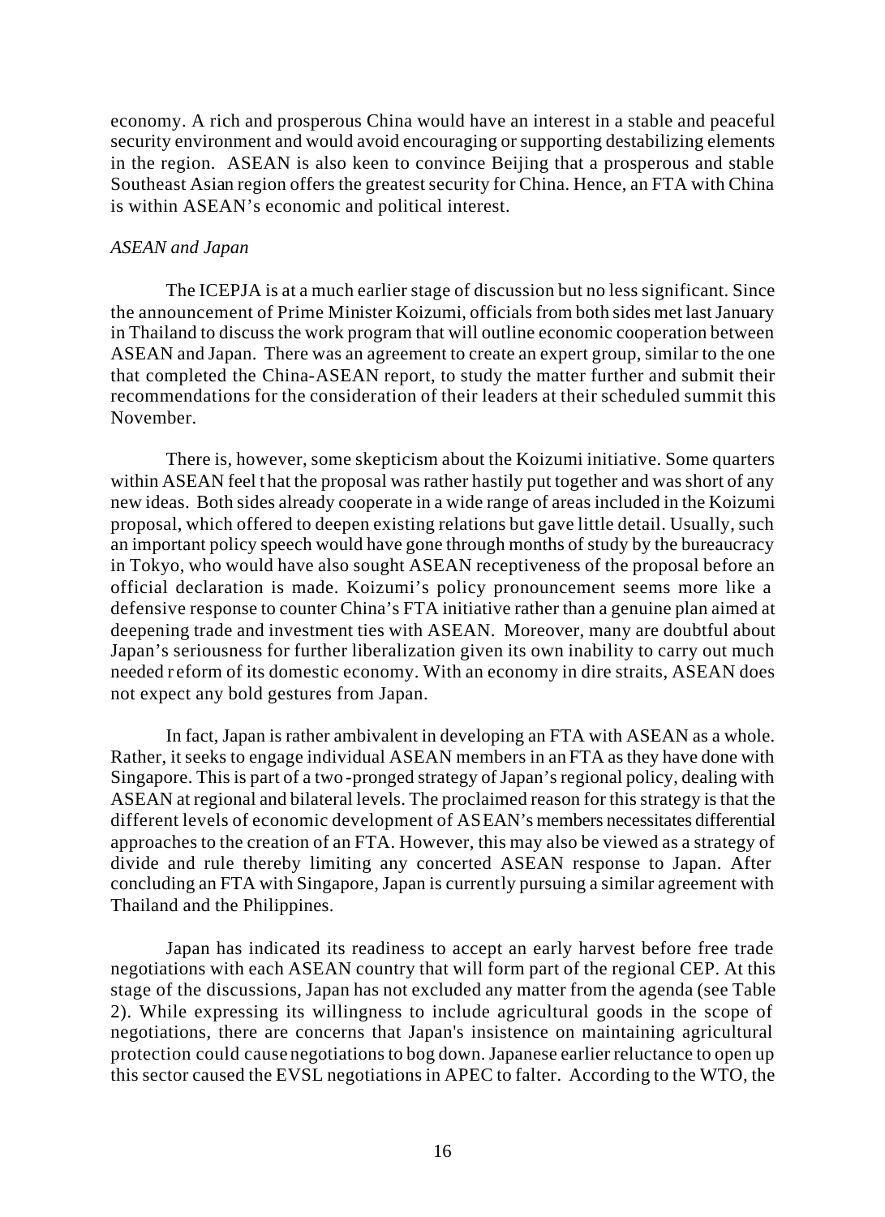economy. A rich and prosperous China would have an interest in a stable and peaceful security environment and would avoid encouraging or supporting destabilizing elements in the region. ASEAN is also keen to convince Beijing that a prosperous and stable Southeast Asian region offers the greatest security for China. Hence, an FTA with China is within ASEAN's economic and political interest.

*ASEAN and Japan*

The ICEPJA is at a much earlier stage of discussion but no less significant. Since the announcement of Prime Minister Koizumi, officials from both sides met last January in Thailand to discuss the work program that will outline economic cooperation between ASEAN and Japan. There was an agreement to create an expert group, similar to the one that completed the China-ASEAN report, to study the matter further and submit their recommendations for the consideration of their leaders at their scheduled summit this November.

There is, however, some skepticism about the Koizumi initiative. Some quarters within ASEAN feel that the proposal was rather hastily put together and was short of any new ideas. Both sides already cooperate in a wide range of areas included in the Koizumi proposal, which offered to deepen existing relations but gave little detail. Usually, such an important policy speech would have gone through months of study by the bureaucracy in Tokyo, who would have also sought ASEAN receptiveness of the proposal before an official declaration is made. Koizumi's policy pronouncement seems more like a defensive response to counter China's FTA initiative rather than a genuine plan aimed at deepening trade and investment ties with ASEAN. Moreover, many are doubtful about Japan's seriousness for further liberalization given its own inability to carry out much needed reform of its domestic economy. With an economy in dire straits, ASEAN does not expect any bold gestures from Japan.

In fact, Japan is rather ambivalent in developing an FTA with ASEAN as a whole. Rather, it seeks to engage individual ASEAN members in an FTA as they have done with Singapore. This is part of a two-pronged strategy of Japan's regional policy, dealing with ASEAN at regional and bilateral levels. The proclaimed reason for this strategy is that the different levels of economic development of ASEAN's members necessitates differential approaches to the creation of an FTA. However, this may also be viewed as a strategy of divide and rule thereby limiting any concerted ASEAN response to Japan. After concluding an FTA with Singapore, Japan is currently pursuing a similar agreement with Thailand and the Philippines.

Japan has indicated its readiness to accept an early harvest before free trade negotiations with each ASEAN country that will form part of the regional CEP. At this stage of the discussions, Japan has not excluded any matter from the agenda (see Table 2). While expressing its willingness to include agricultural goods in the scope of negotiations, there are concerns that Japan's insistence on maintaining agricultural protection could cause negotiations to bog down. Japanese earlier reluctance to open up this sector caused the EVSL negotiations in APEC to falter. According to the WTO, the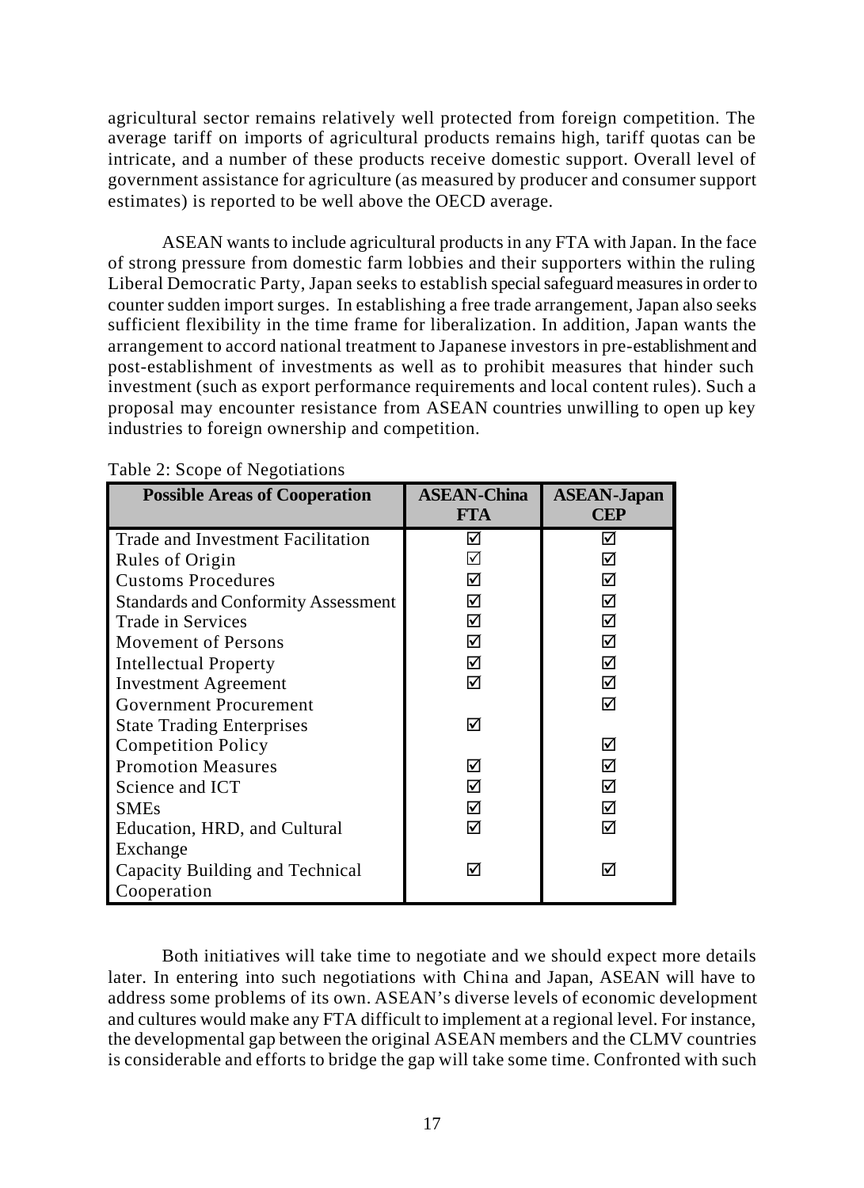agricultural sector remains relatively well protected from foreign competition. The average tariff on imports of agricultural products remains high, tariff quotas can be intricate, and a number of these products receive domestic support. Overall level of government assistance for agriculture (as measured by producer and consumer support estimates) is reported to be well above the OECD average.

ASEAN wants to include agricultural products in any FTA with Japan. In the face of strong pressure from domestic farm lobbies and their supporters within the ruling Liberal Democratic Party, Japan seeks to establish special safeguard measures in order to counter sudden import surges. In establishing a free trade arrangement, Japan also seeks sufficient flexibility in the time frame for liberalization. In addition, Japan wants the arrangement to accord national treatment to Japanese investors in pre-establishment and post-establishment of investments as well as to prohibit measures that hinder such investment (such as export performance requirements and local content rules). Such a proposal may encounter resistance from ASEAN countries unwilling to open up key industries to foreign ownership and competition.

Table 2: Scope of Negotiations

| Possible Areas of Cooperation | ASEAN-China FTA | ASEAN-Japan CEP |
|---|---|---|
| Trade and Investment Facilitation | ☑ | ☑ |
| Rules of Origin | ☑ | ☑ |
| Customs Procedures | ☑ | ☑ |
| Standards and Conformity Assessment | ☑ | ☑ |
| Trade in Services | ☑ | ☑ |
| Movement of Persons | ☑ | ☑ |
| Intellectual Property | ☑ | ☑ |
| Investment Agreement | ☑ | ☑ |
| Government Procurement | | ☑ |
| State Trading Enterprises | ☑ | |
| Competition Policy | | ☑ |
| Promotion Measures | ☑ | ☑ |
| Science and ICT | ☑ | ☑ |
| SMEs | ☑ | ☑ |
| Education, HRD, and Cultural Exchange | ☑ | ☑ |
| Capacity Building and Technical Cooperation | ☑ | ☑ |

Both initiatives will take time to negotiate and we should expect more details later. In entering into such negotiations with China and Japan, ASEAN will have to address some problems of its own. ASEAN's diverse levels of economic development and cultures would make any FTA difficult to implement at a regional level. For instance, the developmental gap between the original ASEAN members and the CLMV countries is considerable and efforts to bridge the gap will take some time. Confronted with such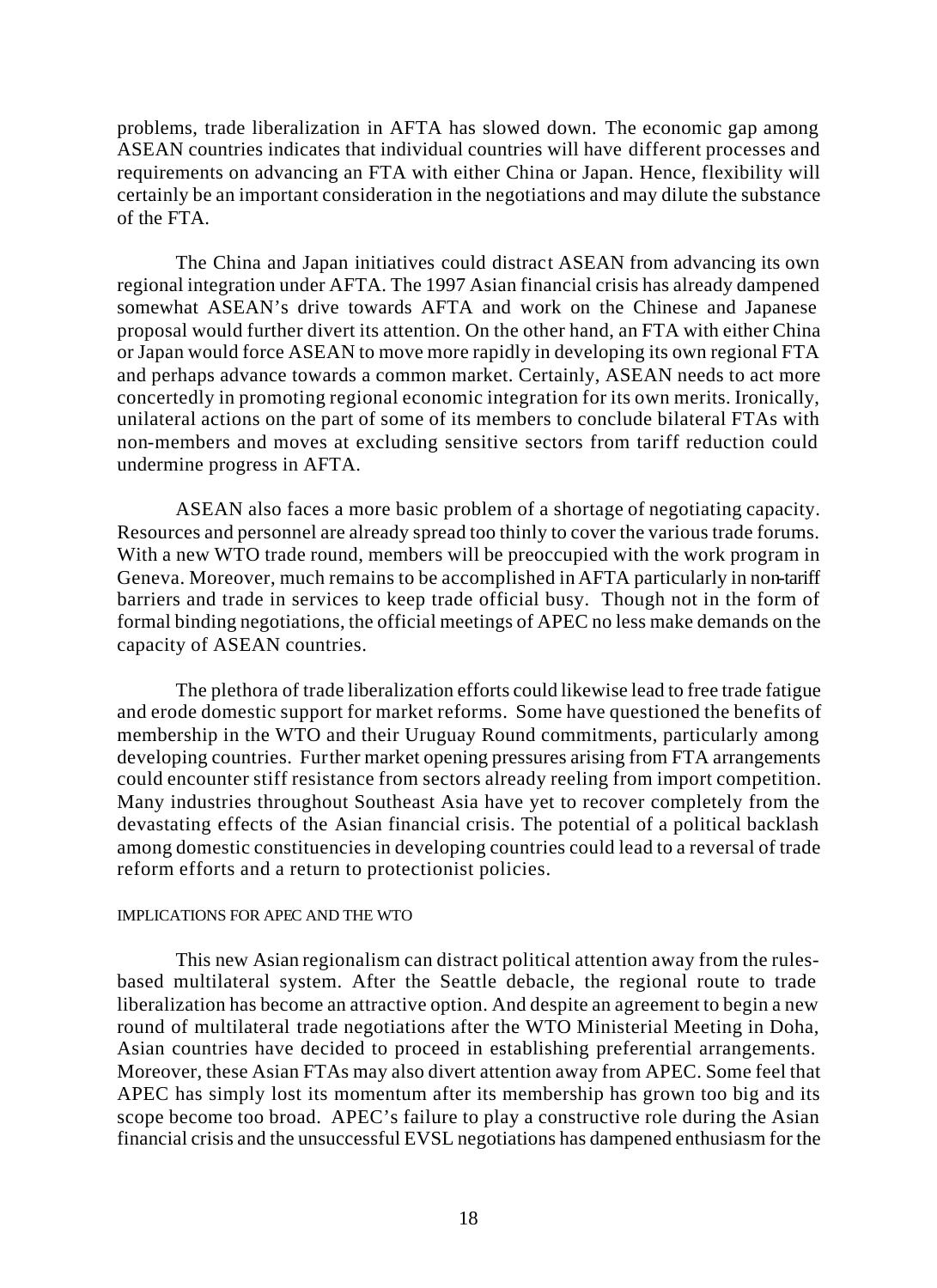problems, trade liberalization in AFTA has slowed down. The economic gap among ASEAN countries indicates that individual countries will have different processes and requirements on advancing an FTA with either China or Japan. Hence, flexibility will certainly be an important consideration in the negotiations and may dilute the substance of the FTA.

The China and Japan initiatives could distract ASEAN from advancing its own regional integration under AFTA. The 1997 Asian financial crisis has already dampened somewhat ASEAN's drive towards AFTA and work on the Chinese and Japanese proposal would further divert its attention. On the other hand, an FTA with either China or Japan would force ASEAN to move more rapidly in developing its own regional FTA and perhaps advance towards a common market. Certainly, ASEAN needs to act more concertedly in promoting regional economic integration for its own merits. Ironically, unilateral actions on the part of some of its members to conclude bilateral FTAs with non-members and moves at excluding sensitive sectors from tariff reduction could undermine progress in AFTA.

ASEAN also faces a more basic problem of a shortage of negotiating capacity. Resources and personnel are already spread too thinly to cover the various trade forums. With a new WTO trade round, members will be preoccupied with the work program in Geneva. Moreover, much remains to be accomplished in AFTA particularly in non-tariff barriers and trade in services to keep trade official busy. Though not in the form of formal binding negotiations, the official meetings of APEC no less make demands on the capacity of ASEAN countries.

The plethora of trade liberalization efforts could likewise lead to free trade fatigue and erode domestic support for market reforms. Some have questioned the benefits of membership in the WTO and their Uruguay Round commitments, particularly among developing countries. Further market opening pressures arising from FTA arrangements could encounter stiff resistance from sectors already reeling from import competition. Many industries throughout Southeast Asia have yet to recover completely from the devastating effects of the Asian financial crisis. The potential of a political backlash among domestic constituencies in developing countries could lead to a reversal of trade reform efforts and a return to protectionist policies.

## IMPLICATIONS FOR APEC AND THE WTO

This new Asian regionalism can distract political attention away from the rules-based multilateral system. After the Seattle debacle, the regional route to trade liberalization has become an attractive option. And despite an agreement to begin a new round of multilateral trade negotiations after the WTO Ministerial Meeting in Doha, Asian countries have decided to proceed in establishing preferential arrangements. Moreover, these Asian FTAs may also divert attention away from APEC. Some feel that APEC has simply lost its momentum after its membership has grown too big and its scope become too broad. APEC's failure to play a constructive role during the Asian financial crisis and the unsuccessful EVSL negotiations has dampened enthusiasm for the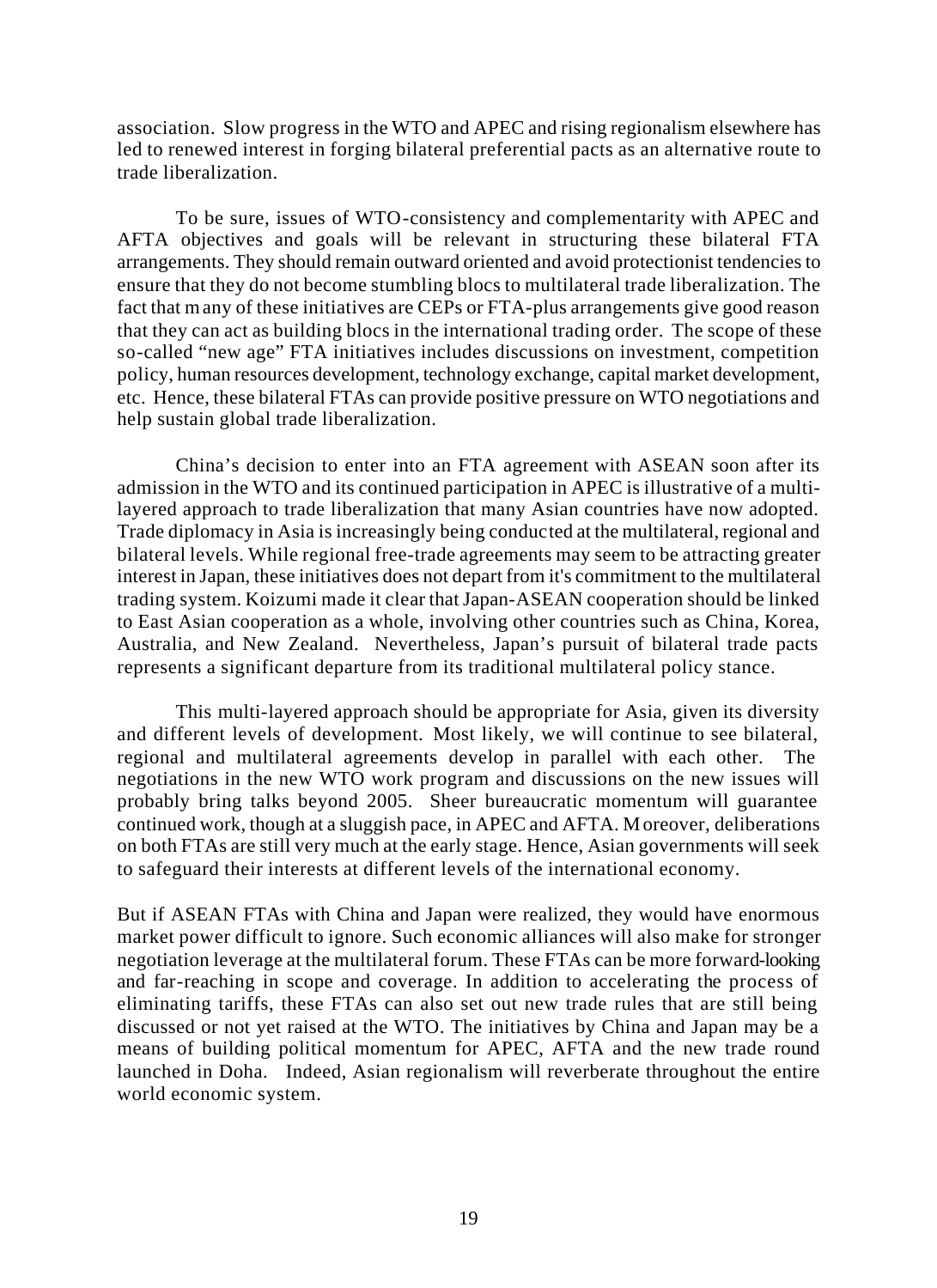association. Slow progress in the WTO and APEC and rising regionalism elsewhere has led to renewed interest in forging bilateral preferential pacts as an alternative route to trade liberalization.

To be sure, issues of WTO-consistency and complementarity with APEC and AFTA objectives and goals will be relevant in structuring these bilateral FTA arrangements. They should remain outward oriented and avoid protectionist tendencies to ensure that they do not become stumbling blocs to multilateral trade liberalization. The fact that many of these initiatives are CEPs or FTA-plus arrangements give good reason that they can act as building blocs in the international trading order. The scope of these so-called "new age" FTA initiatives includes discussions on investment, competition policy, human resources development, technology exchange, capital market development, etc. Hence, these bilateral FTAs can provide positive pressure on WTO negotiations and help sustain global trade liberalization.

China's decision to enter into an FTA agreement with ASEAN soon after its admission in the WTO and its continued participation in APEC is illustrative of a multi-layered approach to trade liberalization that many Asian countries have now adopted. Trade diplomacy in Asia is increasingly being conducted at the multilateral, regional and bilateral levels. While regional free-trade agreements may seem to be attracting greater interest in Japan, these initiatives does not depart from it's commitment to the multilateral trading system. Koizumi made it clear that Japan-ASEAN cooperation should be linked to East Asian cooperation as a whole, involving other countries such as China, Korea, Australia, and New Zealand. Nevertheless, Japan's pursuit of bilateral trade pacts represents a significant departure from its traditional multilateral policy stance.

This multi-layered approach should be appropriate for Asia, given its diversity and different levels of development. Most likely, we will continue to see bilateral, regional and multilateral agreements develop in parallel with each other. The negotiations in the new WTO work program and discussions on the new issues will probably bring talks beyond 2005. Sheer bureaucratic momentum will guarantee continued work, though at a sluggish pace, in APEC and AFTA. Moreover, deliberations on both FTAs are still very much at the early stage. Hence, Asian governments will seek to safeguard their interests at different levels of the international economy.

But if ASEAN FTAs with China and Japan were realized, they would have enormous market power difficult to ignore. Such economic alliances will also make for stronger negotiation leverage at the multilateral forum. These FTAs can be more forward-looking and far-reaching in scope and coverage. In addition to accelerating the process of eliminating tariffs, these FTAs can also set out new trade rules that are still being discussed or not yet raised at the WTO. The initiatives by China and Japan may be a means of building political momentum for APEC, AFTA and the new trade round launched in Doha. Indeed, Asian regionalism will reverberate throughout the entire world economic system.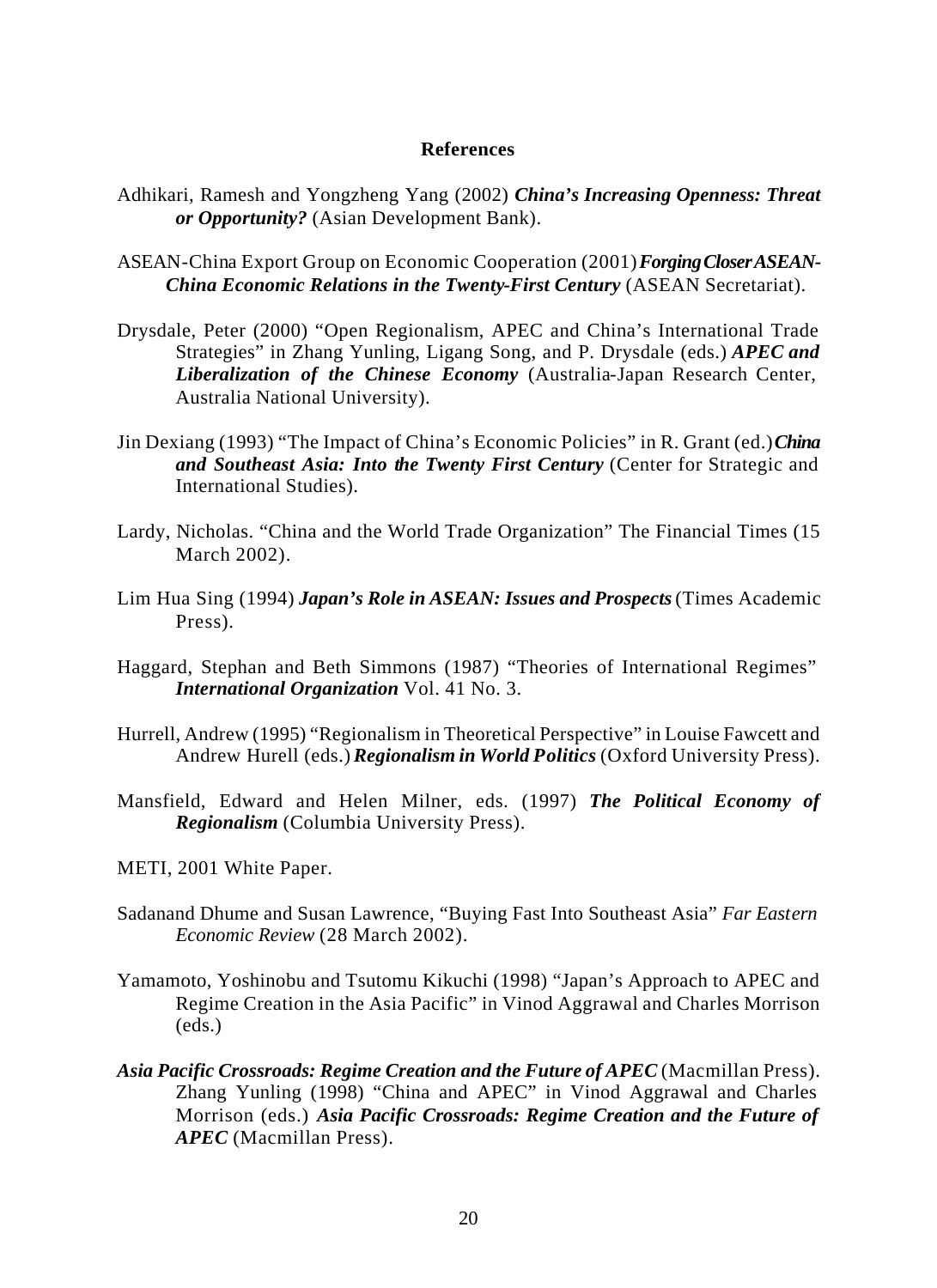## References

Adhikari, Ramesh and Yongzheng Yang (2002) ***China's Increasing Openness: Threat or Opportunity?*** (Asian Development Bank).

ASEAN-China Export Group on Economic Cooperation (2001) ***Forging Closer ASEAN-China Economic Relations in the Twenty-First Century*** (ASEAN Secretariat).

Drysdale, Peter (2000) "Open Regionalism, APEC and China's International Trade Strategies" in Zhang Yunling, Ligang Song, and P. Drysdale (eds.) ***APEC and Liberalization of the Chinese Economy*** (Australia-Japan Research Center, Australia National University).

Jin Dexiang (1993) "The Impact of China's Economic Policies" in R. Grant (ed.) ***China and Southeast Asia: Into the Twenty First Century*** (Center for Strategic and International Studies).

Lardy, Nicholas. "China and the World Trade Organization" The Financial Times (15 March 2002).

Lim Hua Sing (1994) ***Japan's Role in ASEAN: Issues and Prospects*** (Times Academic Press).

Haggard, Stephan and Beth Simmons (1987) "Theories of International Regimes" ***International Organization*** Vol. 41 No. 3.

Hurrell, Andrew (1995) "Regionalism in Theoretical Perspective" in Louise Fawcett and Andrew Hurell (eds.) ***Regionalism in World Politics*** (Oxford University Press).

Mansfield, Edward and Helen Milner, eds. (1997) ***The Political Economy of Regionalism*** (Columbia University Press).

METI, 2001 White Paper.

Sadanand Dhume and Susan Lawrence, "Buying Fast Into Southeast Asia" *Far Eastern Economic Review* (28 March 2002).

Yamamoto, Yoshinobu and Tsutomu Kikuchi (1998) "Japan's Approach to APEC and Regime Creation in the Asia Pacific" in Vinod Aggrawal and Charles Morrison (eds.)

***Asia Pacific Crossroads: Regime Creation and the Future of APEC*** (Macmillan Press). Zhang Yunling (1998) "China and APEC" in Vinod Aggrawal and Charles Morrison (eds.) ***Asia Pacific Crossroads: Regime Creation and the Future of APEC*** (Macmillan Press).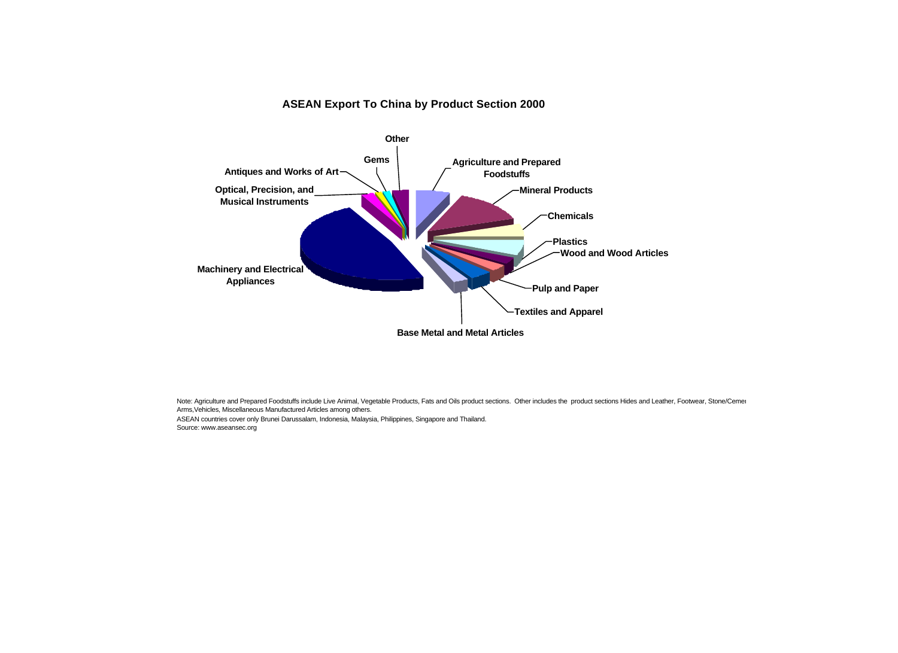**ASEAN Export To China by Product Section 2000**

Other

Gems

Antiques and Works of Art

Optical, Precision, and Musical Instruments

Agriculture and Prepared Foodstuffs

Mineral Products

Chemicals

Plastics

Wood and Wood Articles

Machinery and Electrical Appliances

Pulp and Paper

Textiles and Apparel

Base Metal and Metal Articles

Note: Agriculture and Prepared Foodstuffs include Live Animal, Vegetable Products, Fats and Oils product sections. Other includes the product sections Hides and Leather, Footwear, Stone/Cemei Arms,Vehicles, Miscellaneous Manufactured Articles among others.

ASEAN countries cover only Brunei Darussalam, Indonesia, Malaysia, Philippines, Singapore and Thailand.

Source: www.aseansec.org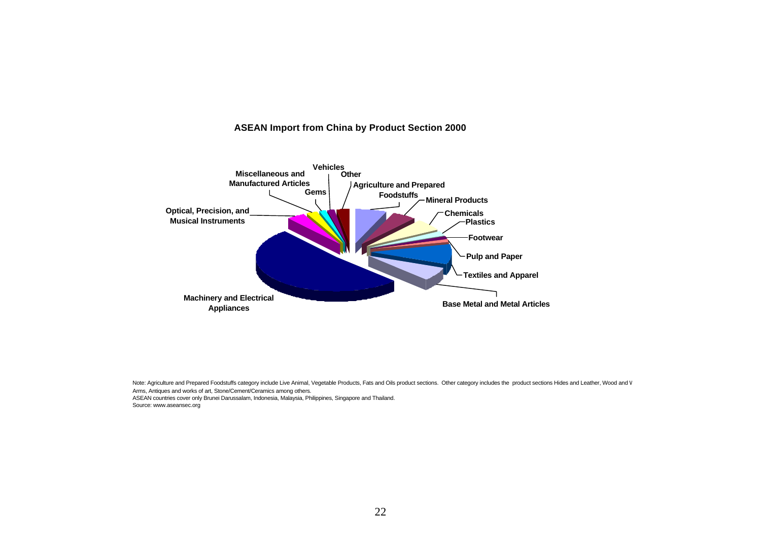**ASEAN Import from China by Product Section 2000**

Vehicles

Other

Miscellaneous and Manufactured Articles

Gems

Agriculture and Prepared Foodstuffs

Mineral Products

Chemicals

Plastics

Optical, Precision, and Musical Instruments

Footwear

Pulp and Paper

Textiles and Apparel

Machinery and Electrical Appliances

Base Metal and Metal Articles

Note: Agriculture and Prepared Foodstuffs category include Live Animal, Vegetable Products, Fats and Oils product sections. Other category includes the product sections Hides and Leather, Wood and W Arms, Antiques and works of art, Stone/Cement/Ceramics among others.
ASEAN countries cover only Brunei Darussalam, Indonesia, Malaysia, Philippines, Singapore and Thailand.
Source: www.aseansec.org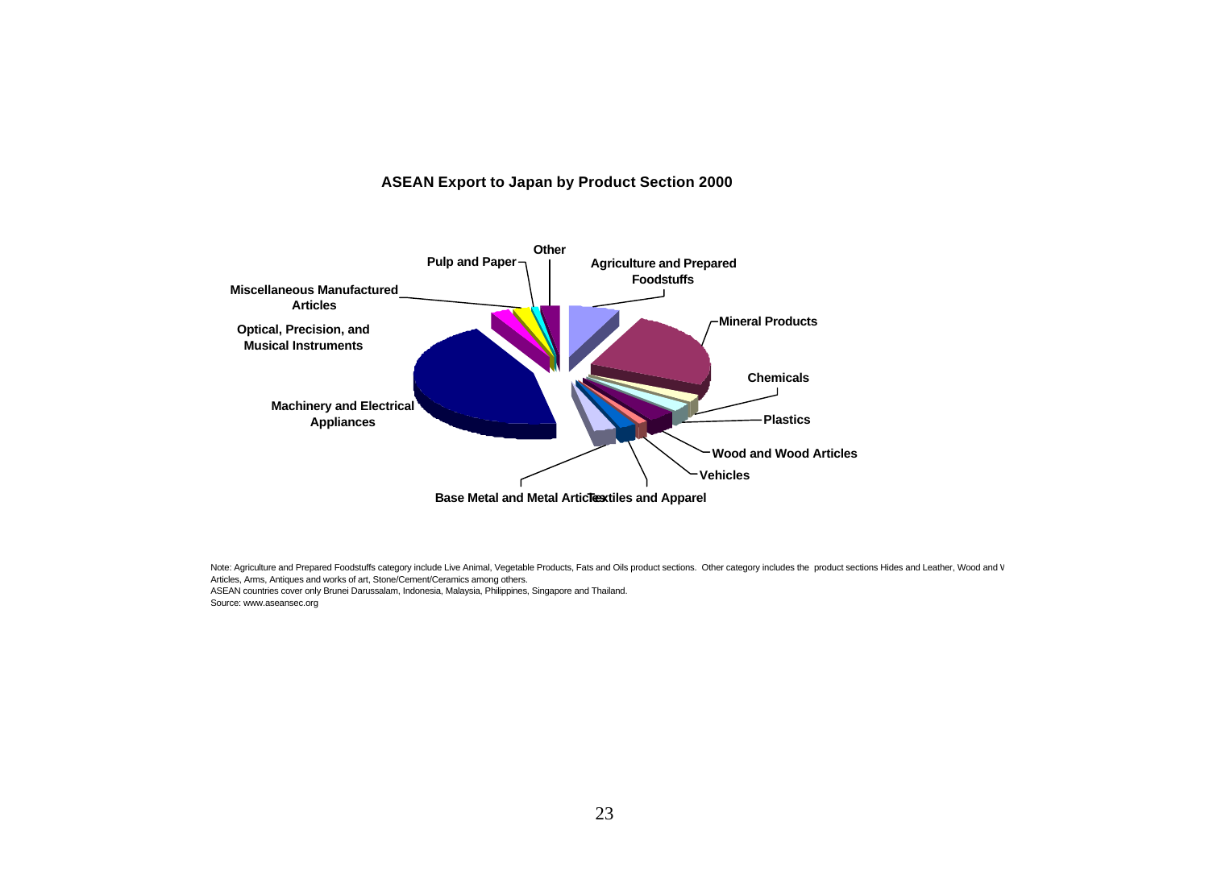**ASEAN Export to Japan by Product Section 2000**

Other

Pulp and Paper

Agriculture and Prepared Foodstuffs

Miscellaneous Manufactured Articles

Mineral Products

Optical, Precision, and Musical Instruments

Chemicals

Machinery and Electrical Appliances

Plastics

Wood and Wood Articles

Vehicles

Base Metal and Metal Articles

Textiles and Apparel

Note: Agriculture and Prepared Foodstuffs category include Live Animal, Vegetable Products, Fats and Oils product sections. Other category includes the product sections Hides and Leather, Wood and W Articles, Arms, Antiques and works of art, Stone/Cement/Ceramics among others.

ASEAN countries cover only Brunei Darussalam, Indonesia, Malaysia, Philippines, Singapore and Thailand.

Source: www.aseansec.org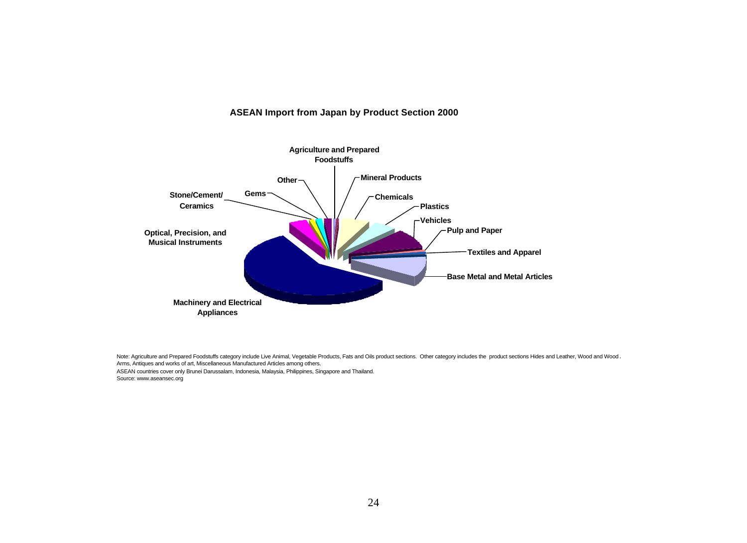**ASEAN Import from Japan by Product Section 2000**

Agriculture and Prepared Foodstuffs

Mineral Products

Chemicals

Plastics

Vehicles

Pulp and Paper

Textiles and Apparel

Base Metal and Metal Articles

Machinery and Electrical Appliances

Optical, Precision, and Musical Instruments

Stone/Cement/ Ceramics

Gems

Other

Note: Agriculture and Prepared Foodstuffs category include Live Animal, Vegetable Products, Fats and Oils product sections. Other category includes the product sections Hides and Leather, Wood and Wood , Arms, Antiques and works of art, Miscellaneous Manufactured Articles among others.

ASEAN countries cover only Brunei Darussalam, Indonesia, Malaysia, Philippines, Singapore and Thailand.

Source: www.aseansec.org